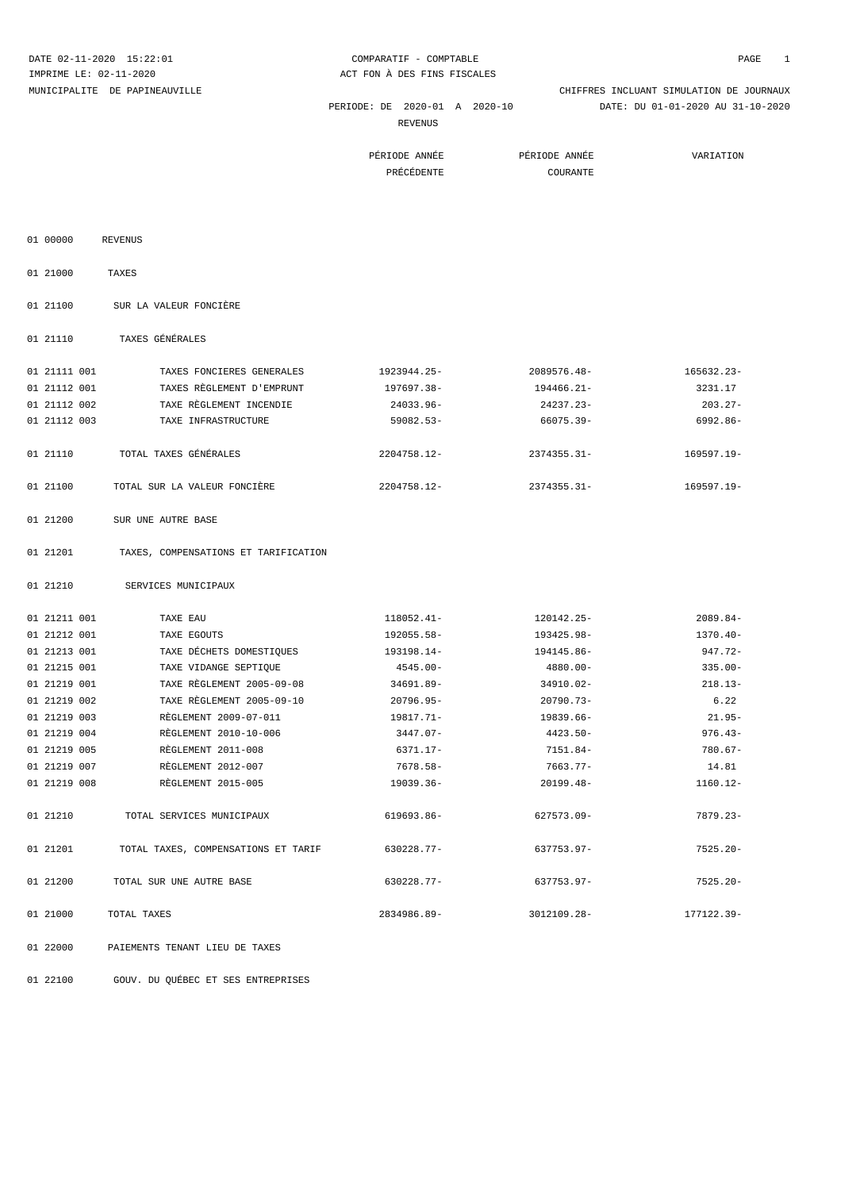DATE 02-11-2020 15:22:01 — COMPARATIF - COMPTABLE — PAGE 1

IMPRIME LE: 02-11-2020 — ACT FON À DES FINS FISCALES

MUNICIPALITE DE PAPINEAUVILLE — CHIFFRES INCLUANT SIMULATION DE JOURNAUX

PERIODE: DE 2020-01 A 2020-10 — DATE: DU 01-01-2020 AU 31-10-2020

REVENUS

| Code | Description | PÉRIODE ANNÉE PRÉCÉDENTE | PÉRIODE ANNÉE COURANTE | VARIATION |
|---|---|---|---|---|
| 01 00000 | REVENUS | | | |
| 01 21000 | TAXES | | | |
| 01 21100 | SUR LA VALEUR FONCIÈRE | | | |
| 01 21110 | TAXES GÉNÉRALES | | | |
| 01 21111 001 | TAXES FONCIERES GENERALES | 1923944.25- | 2089576.48- | 165632.23- |
| 01 21112 001 | TAXES RÈGLEMENT D'EMPRUNT | 197697.38- | 194466.21- | 3231.17 |
| 01 21112 002 | TAXE RÈGLEMENT INCENDIE | 24033.96- | 24237.23- | 203.27- |
| 01 21112 003 | TAXE INFRASTRUCTURE | 59082.53- | 66075.39- | 6992.86- |
| 01 21110 | TOTAL TAXES GÉNÉRALES | 2204758.12- | 2374355.31- | 169597.19- |
| 01 21100 | TOTAL SUR LA VALEUR FONCIÈRE | 2204758.12- | 2374355.31- | 169597.19- |
| 01 21200 | SUR UNE AUTRE BASE | | | |
| 01 21201 | TAXES, COMPENSATIONS ET TARIFICATION | | | |
| 01 21210 | SERVICES MUNICIPAUX | | | |
| 01 21211 001 | TAXE EAU | 118052.41- | 120142.25- | 2089.84- |
| 01 21212 001 | TAXE EGOUTS | 192055.58- | 193425.98- | 1370.40- |
| 01 21213 001 | TAXE DÉCHETS DOMESTIQUES | 193198.14- | 194145.86- | 947.72- |
| 01 21215 001 | TAXE VIDANGE SEPTIQUE | 4545.00- | 4880.00- | 335.00- |
| 01 21219 001 | TAXE RÈGLEMENT 2005-09-08 | 34691.89- | 34910.02- | 218.13- |
| 01 21219 002 | TAXE RÈGLEMENT 2005-09-10 | 20796.95- | 20790.73- | 6.22 |
| 01 21219 003 | RÈGLEMENT 2009-07-011 | 19817.71- | 19839.66- | 21.95- |
| 01 21219 004 | RÈGLEMENT 2010-10-006 | 3447.07- | 4423.50- | 976.43- |
| 01 21219 005 | RÈGLEMENT 2011-008 | 6371.17- | 7151.84- | 780.67- |
| 01 21219 007 | RÈGLEMENT 2012-007 | 7678.58- | 7663.77- | 14.81 |
| 01 21219 008 | RÈGLEMENT 2015-005 | 19039.36- | 20199.48- | 1160.12- |
| 01 21210 | TOTAL SERVICES MUNICIPAUX | 619693.86- | 627573.09- | 7879.23- |
| 01 21201 | TOTAL TAXES, COMPENSATIONS ET TARIF | 630228.77- | 637753.97- | 7525.20- |
| 01 21200 | TOTAL SUR UNE AUTRE BASE | 630228.77- | 637753.97- | 7525.20- |
| 01 21000 | TOTAL TAXES | 2834986.89- | 3012109.28- | 177122.39- |
| 01 22000 | PAIEMENTS TENANT LIEU DE TAXES | | | |
| 01 22100 | GOUV. DU QUÉBEC ET SES ENTREPRISES | | | |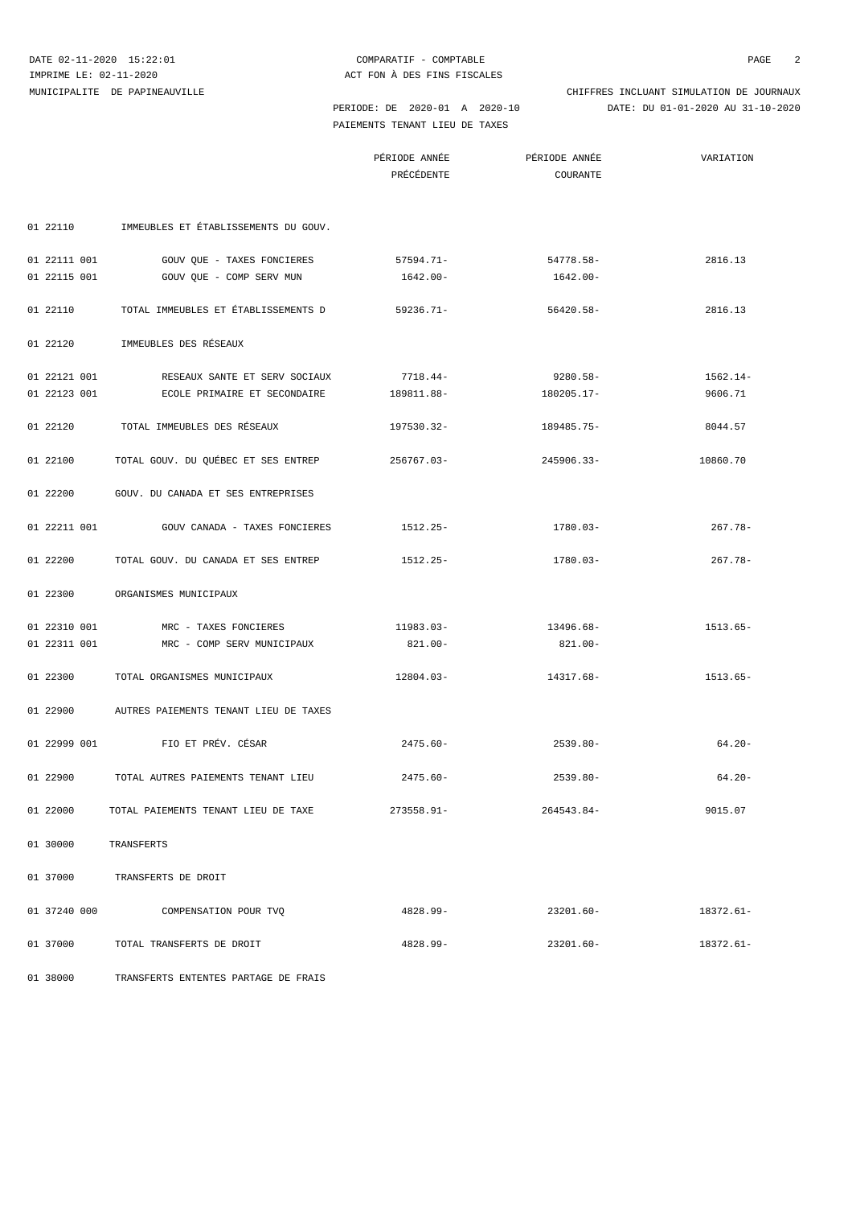DATE 02-11-2020 15:22:01 — COMPARATIF - COMPTABLE
IMPRIME LE: 02-11-2020 — ACT FON À DES FINS FISCALES
MUNICIPALITE DE PAPINEAUVILLE — CHIFFRES INCLUANT SIMULATION DE JOURNAUX

PERIODE: DE 2020-01 A 2020-10 — DATE: DU 01-01-2020 AU 31-10-2020

PAIEMENTS TENANT LIEU DE TAXES

| | | PÉRIODE ANNÉE PRÉCÉDENTE | PÉRIODE ANNÉE COURANTE | VARIATION |
|---|---|---|---|---|
| 01 22110 | IMMEUBLES ET ÉTABLISSEMENTS DU GOUV. | | | |
| 01 22111 001 | GOUV QUE - TAXES FONCIERES | 57594.71- | 54778.58- | 2816.13 |
| 01 22115 001 | GOUV QUE - COMP SERV MUN | 1642.00- | 1642.00- | |
| 01 22110 | TOTAL IMMEUBLES ET ÉTABLISSEMENTS D | 59236.71- | 56420.58- | 2816.13 |
| 01 22120 | IMMEUBLES DES RÉSEAUX | | | |
| 01 22121 001 | RESEAUX SANTE ET SERV SOCIAUX | 7718.44- | 9280.58- | 1562.14- |
| 01 22123 001 | ECOLE PRIMAIRE ET SECONDAIRE | 189811.88- | 180205.17- | 9606.71 |
| 01 22120 | TOTAL IMMEUBLES DES RÉSEAUX | 197530.32- | 189485.75- | 8044.57 |
| 01 22100 | TOTAL GOUV. DU QUÉBEC ET SES ENTREP | 256767.03- | 245906.33- | 10860.70 |
| 01 22200 | GOUV. DU CANADA ET SES ENTREPRISES | | | |
| 01 22211 001 | GOUV CANADA - TAXES FONCIERES | 1512.25- | 1780.03- | 267.78- |
| 01 22200 | TOTAL GOUV. DU CANADA ET SES ENTREP | 1512.25- | 1780.03- | 267.78- |
| 01 22300 | ORGANISMES MUNICIPAUX | | | |
| 01 22310 001 | MRC - TAXES FONCIERES | 11983.03- | 13496.68- | 1513.65- |
| 01 22311 001 | MRC - COMP SERV MUNICIPAUX | 821.00- | 821.00- | |
| 01 22300 | TOTAL ORGANISMES MUNICIPAUX | 12804.03- | 14317.68- | 1513.65- |
| 01 22900 | AUTRES PAIEMENTS TENANT LIEU DE TAXES | | | |
| 01 22999 001 | FIO ET PRÉV. CÉSAR | 2475.60- | 2539.80- | 64.20- |
| 01 22900 | TOTAL AUTRES PAIEMENTS TENANT LIEU | 2475.60- | 2539.80- | 64.20- |
| 01 22000 | TOTAL PAIEMENTS TENANT LIEU DE TAXE | 273558.91- | 264543.84- | 9015.07 |
| 01 30000 | TRANSFERTS | | | |
| 01 37000 | TRANSFERTS DE DROIT | | | |
| 01 37240 000 | COMPENSATION POUR TVQ | 4828.99- | 23201.60- | 18372.61- |
| 01 37000 | TOTAL TRANSFERTS DE DROIT | 4828.99- | 23201.60- | 18372.61- |
| 01 38000 | TRANSFERTS ENTENTES PARTAGE DE FRAIS | | | |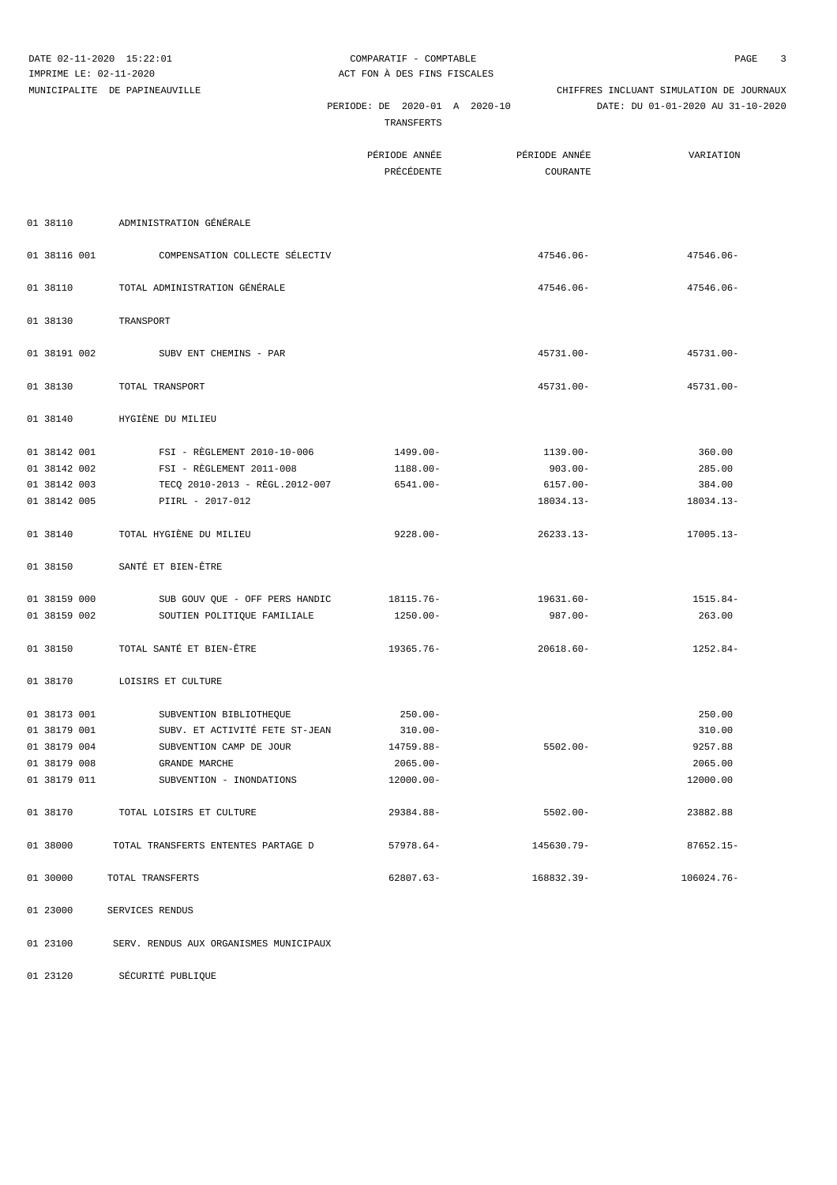DATE 02-11-2020 15:22:01 — COMPARATIF - COMPTABLE
IMPRIME LE: 02-11-2020 — ACT FON À DES FINS FISCALES
MUNICIPALITE DE PAPINEAUVILLE — CHIFFRES INCLUANT SIMULATION DE JOURNAUX
PERIODE: DE 2020-01 A 2020-10 — DATE: DU 01-01-2020 AU 31-10-2020

TRANSFERTS

| | | PÉRIODE ANNÉE PRÉCÉDENTE | PÉRIODE ANNÉE COURANTE | VARIATION |
|---|---|---|---|---|
| 01 38110 | ADMINISTRATION GÉNÉRALE | | | |
| 01 38116 001 | COMPENSATION COLLECTE SÉLECTIV | | 47546.06- | 47546.06- |
| 01 38110 | TOTAL ADMINISTRATION GÉNÉRALE | | 47546.06- | 47546.06- |
| 01 38130 | TRANSPORT | | | |
| 01 38191 002 | SUBV ENT CHEMINS - PAR | | 45731.00- | 45731.00- |
| 01 38130 | TOTAL TRANSPORT | | 45731.00- | 45731.00- |
| 01 38140 | HYGIÈNE DU MILIEU | | | |
| 01 38142 001 | FSI - RÈGLEMENT 2010-10-006 | 1499.00- | 1139.00- | 360.00 |
| 01 38142 002 | FSI - RÈGLEMENT 2011-008 | 1188.00- | 903.00- | 285.00 |
| 01 38142 003 | TECQ 2010-2013 - RÈGL.2012-007 | 6541.00- | 6157.00- | 384.00 |
| 01 38142 005 | PIIRL - 2017-012 | | 18034.13- | 18034.13- |
| 01 38140 | TOTAL HYGIÈNE DU MILIEU | 9228.00- | 26233.13- | 17005.13- |
| 01 38150 | SANTÉ ET BIEN-ÊTRE | | | |
| 01 38159 000 | SUB GOUV QUE - OFF PERS HANDIC | 18115.76- | 19631.60- | 1515.84- |
| 01 38159 002 | SOUTIEN POLITIQUE FAMILIALE | 1250.00- | 987.00- | 263.00 |
| 01 38150 | TOTAL SANTÉ ET BIEN-ÊTRE | 19365.76- | 20618.60- | 1252.84- |
| 01 38170 | LOISIRS ET CULTURE | | | |
| 01 38173 001 | SUBVENTION BIBLIOTHEQUE | 250.00- | | 250.00 |
| 01 38179 001 | SUBV. ET ACTIVITÉ FETE ST-JEAN | 310.00- | | 310.00 |
| 01 38179 004 | SUBVENTION CAMP DE JOUR | 14759.88- | 5502.00- | 9257.88 |
| 01 38179 008 | GRANDE MARCHE | 2065.00- | | 2065.00 |
| 01 38179 011 | SUBVENTION - INONDATIONS | 12000.00- | | 12000.00 |
| 01 38170 | TOTAL LOISIRS ET CULTURE | 29384.88- | 5502.00- | 23882.88 |
| 01 38000 | TOTAL TRANSFERTS ENTENTES PARTAGE D | 57978.64- | 145630.79- | 87652.15- |
| 01 30000 | TOTAL TRANSFERTS | 62807.63- | 168832.39- | 106024.76- |
| 01 23000 | SERVICES RENDUS | | | |
| 01 23100 | SERV. RENDUS AUX ORGANISMES MUNICIPAUX | | | |
| 01 23120 | SÉCURITÉ PUBLIQUE | | | |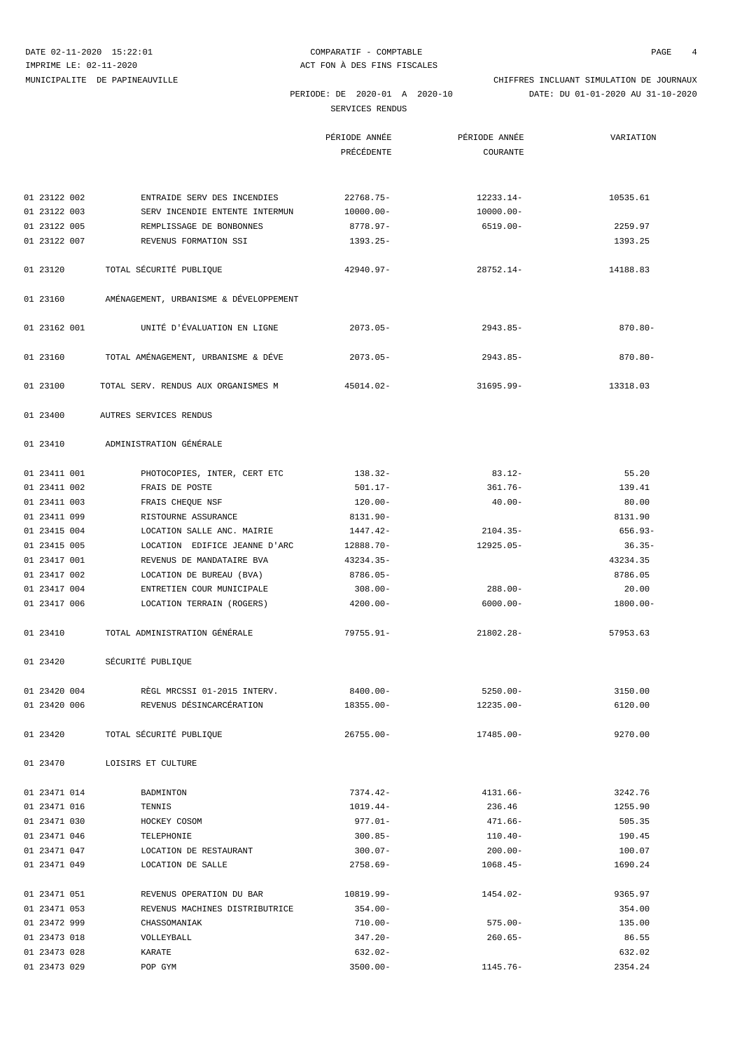DATE 02-11-2020 15:22:01 COMPARATIF - COMPTABLE
IMPRIME LE: 02-11-2020 ACT FON À DES FINS FISCALES
MUNICIPALITE DE PAPINEAUVILLE CHIFFRES INCLUANT SIMULATION DE JOURNAUX
PERIODE: DE 2020-01 A 2020-10 DATE: DU 01-01-2020 AU 31-10-2020
SERVICES RENDUS

| | | PÉRIODE ANNÉE PRÉCÉDENTE | PÉRIODE ANNÉE COURANTE | VARIATION |
|---|---|---|---|---|
| 01 23122 002 | ENTRAIDE SERV DES INCENDIES | 22768.75- | 12233.14- | 10535.61 |
| 01 23122 003 | SERV INCENDIE ENTENTE INTERMUN | 10000.00- | 10000.00- | |
| 01 23122 005 | REMPLISSAGE DE BONBONNES | 8778.97- | 6519.00- | 2259.97 |
| 01 23122 007 | REVENUS FORMATION SSI | 1393.25- | | 1393.25 |
| 01 23120 | TOTAL SÉCURITÉ PUBLIQUE | 42940.97- | 28752.14- | 14188.83 |
| 01 23160 | AMÉNAGEMENT, URBANISME & DÉVELOPPEMENT | | | |
| 01 23162 001 | UNITÉ D'ÉVALUATION EN LIGNE | 2073.05- | 2943.85- | 870.80- |
| 01 23160 | TOTAL AMÉNAGEMENT, URBANISME & DÉVE | 2073.05- | 2943.85- | 870.80- |
| 01 23100 | TOTAL SERV. RENDUS AUX ORGANISMES M | 45014.02- | 31695.99- | 13318.03 |
| 01 23400 | AUTRES SERVICES RENDUS | | | |
| 01 23410 | ADMINISTRATION GÉNÉRALE | | | |
| 01 23411 001 | PHOTOCOPIES, INTER, CERT ETC | 138.32- | 83.12- | 55.20 |
| 01 23411 002 | FRAIS DE POSTE | 501.17- | 361.76- | 139.41 |
| 01 23411 003 | FRAIS CHEQUE NSF | 120.00- | 40.00- | 80.00 |
| 01 23411 099 | RISTOURNE ASSURANCE | 8131.90- | | 8131.90 |
| 01 23415 004 | LOCATION SALLE ANC. MAIRIE | 1447.42- | 2104.35- | 656.93- |
| 01 23415 005 | LOCATION EDIFICE JEANNE D'ARC | 12888.70- | 12925.05- | 36.35- |
| 01 23417 001 | REVENUS DE MANDATAIRE BVA | 43234.35- | | 43234.35 |
| 01 23417 002 | LOCATION DE BUREAU (BVA) | 8786.05- | | 8786.05 |
| 01 23417 004 | ENTRETIEN COUR MUNICIPALE | 308.00- | 288.00- | 20.00 |
| 01 23417 006 | LOCATION TERRAIN (ROGERS) | 4200.00- | 6000.00- | 1800.00- |
| 01 23410 | TOTAL ADMINISTRATION GÉNÉRALE | 79755.91- | 21802.28- | 57953.63 |
| 01 23420 | SÉCURITÉ PUBLIQUE | | | |
| 01 23420 004 | RÈGL MRCSSI 01-2015 INTERV. | 8400.00- | 5250.00- | 3150.00 |
| 01 23420 006 | REVENUS DÉSINCARCÉRATION | 18355.00- | 12235.00- | 6120.00 |
| 01 23420 | TOTAL SÉCURITÉ PUBLIQUE | 26755.00- | 17485.00- | 9270.00 |
| 01 23470 | LOISIRS ET CULTURE | | | |
| 01 23471 014 | BADMINTON | 7374.42- | 4131.66- | 3242.76 |
| 01 23471 016 | TENNIS | 1019.44- | 236.46 | 1255.90 |
| 01 23471 030 | HOCKEY COSOM | 977.01- | 471.66- | 505.35 |
| 01 23471 046 | TELEPHONIE | 300.85- | 110.40- | 190.45 |
| 01 23471 047 | LOCATION DE RESTAURANT | 300.07- | 200.00- | 100.07 |
| 01 23471 049 | LOCATION DE SALLE | 2758.69- | 1068.45- | 1690.24 |
| 01 23471 051 | REVENUS OPERATION DU BAR | 10819.99- | 1454.02- | 9365.97 |
| 01 23471 053 | REVENUS MACHINES DISTRIBUTRICE | 354.00- | | 354.00 |
| 01 23472 999 | CHASSOMANIAK | 710.00- | 575.00- | 135.00 |
| 01 23473 018 | VOLLEYBALL | 347.20- | 260.65- | 86.55 |
| 01 23473 028 | KARATE | 632.02- | | 632.02 |
| 01 23473 029 | POP GYM | 3500.00- | 1145.76- | 2354.24 |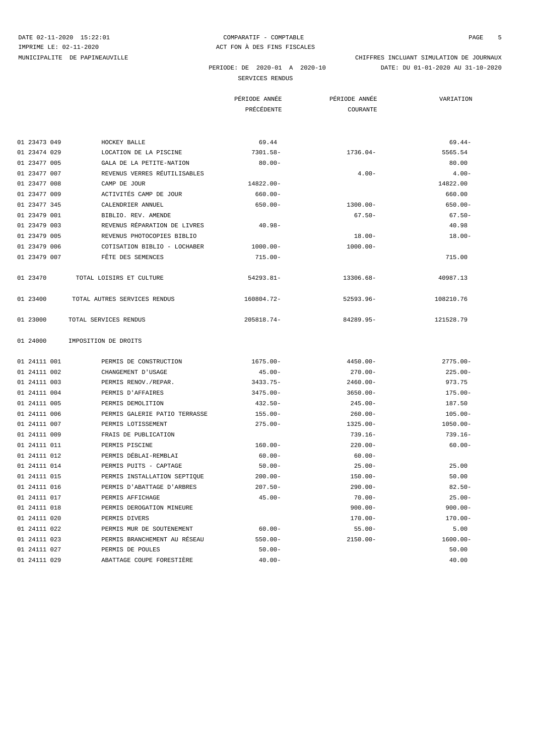DATE 02-11-2020 15:22:01 COMPARATIF - COMPTABLE
IMPRIME LE: 02-11-2020 ACT FON À DES FINS FISCALES
MUNICIPALITE DE PAPINEAUVILLE CHIFFRES INCLUANT SIMULATION DE JOURNAUX

PERIODE: DE 2020-01 A 2020-10 DATE: DU 01-01-2020 AU 31-10-2020

SERVICES RENDUS

| | | PÉRIODE ANNÉE PRÉCÉDENTE | PÉRIODE ANNÉE COURANTE | VARIATION |
|---|---|---|---|---|
| 01 23473 049 | HOCKEY BALLE | 69.44 | | 69.44- |
| 01 23474 029 | LOCATION DE LA PISCINE | 7301.58- | 1736.04- | 5565.54 |
| 01 23477 005 | GALA DE LA PETITE-NATION | 80.00- | | 80.00 |
| 01 23477 007 | REVENUS VERRES RÉUTILISABLES | | 4.00- | 4.00- |
| 01 23477 008 | CAMP DE JOUR | 14822.00- | | 14822.00 |
| 01 23477 009 | ACTIVITÉS CAMP DE JOUR | 660.00- | | 660.00 |
| 01 23477 345 | CALENDRIER ANNUEL | 650.00- | 1300.00- | 650.00- |
| 01 23479 001 | BIBLIO. REV. AMENDE | | 67.50- | 67.50- |
| 01 23479 003 | REVENUS RÉPARATION DE LIVRES | 40.98- | | 40.98 |
| 01 23479 005 | REVENUS PHOTOCOPIES BIBLIO | | 18.00- | 18.00- |
| 01 23479 006 | COTISATION BIBLIO - LOCHABER | 1000.00- | 1000.00- | |
| 01 23479 007 | FÊTE DES SEMENCES | 715.00- | | 715.00 |
| 01 23470 | TOTAL LOISIRS ET CULTURE | 54293.81- | 13306.68- | 40987.13 |
| 01 23400 | TOTAL AUTRES SERVICES RENDUS | 160804.72- | 52593.96- | 108210.76 |
| 01 23000 | TOTAL SERVICES RENDUS | 205818.74- | 84289.95- | 121528.79 |
| 01 24000 | IMPOSITION DE DROITS | | | |
| 01 24111 001 | PERMIS DE CONSTRUCTION | 1675.00- | 4450.00- | 2775.00- |
| 01 24111 002 | CHANGEMENT D'USAGE | 45.00- | 270.00- | 225.00- |
| 01 24111 003 | PERMIS RENOV./REPAR. | 3433.75- | 2460.00- | 973.75 |
| 01 24111 004 | PERMIS D'AFFAIRES | 3475.00- | 3650.00- | 175.00- |
| 01 24111 005 | PERMIS DEMOLITION | 432.50- | 245.00- | 187.50 |
| 01 24111 006 | PERMIS GALERIE PATIO TERRASSE | 155.00- | 260.00- | 105.00- |
| 01 24111 007 | PERMIS LOTISSEMENT | 275.00- | 1325.00- | 1050.00- |
| 01 24111 009 | FRAIS DE PUBLICATION | | 739.16- | 739.16- |
| 01 24111 011 | PERMIS PISCINE | 160.00- | 220.00- | 60.00- |
| 01 24111 012 | PERMIS DÉBLAI-REMBLAI | 60.00- | 60.00- | |
| 01 24111 014 | PERMIS PUITS - CAPTAGE | 50.00- | 25.00- | 25.00 |
| 01 24111 015 | PERMIS INSTALLATION SEPTIQUE | 200.00- | 150.00- | 50.00 |
| 01 24111 016 | PERMIS D'ABATTAGE D'ARBRES | 207.50- | 290.00- | 82.50- |
| 01 24111 017 | PERMIS AFFICHAGE | 45.00- | 70.00- | 25.00- |
| 01 24111 018 | PERMIS DEROGATION MINEURE | | 900.00- | 900.00- |
| 01 24111 020 | PERMIS DIVERS | | 170.00- | 170.00- |
| 01 24111 022 | PERMIS MUR DE SOUTENEMENT | 60.00- | 55.00- | 5.00 |
| 01 24111 023 | PERMIS BRANCHEMENT AU RÉSEAU | 550.00- | 2150.00- | 1600.00- |
| 01 24111 027 | PERMIS DE POULES | 50.00- | | 50.00 |
| 01 24111 029 | ABATTAGE COUPE FORESTIÈRE | 40.00- | | 40.00 |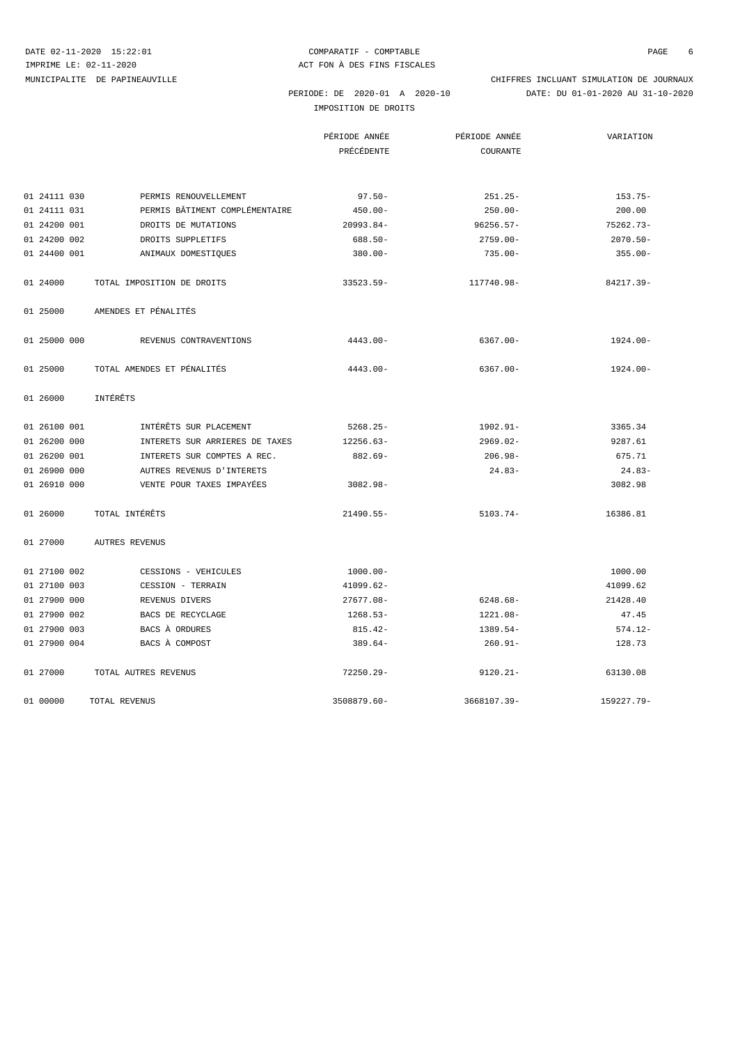DATE 02-11-2020 15:22:01
IMPRIME LE: 02-11-2020
MUNICIPALITE DE PAPINEAUVILLE

COMPARATIF - COMPTABLE
ACT FON À DES FINS FISCALES

CHIFFRES INCLUANT SIMULATION DE JOURNAUX

PERIODE: DE 2020-01 A 2020-10 DATE: DU 01-01-2020 AU 31-10-2020

IMPOSITION DE DROITS

| | | PÉRIODE ANNÉE PRÉCÉDENTE | PÉRIODE ANNÉE COURANTE | VARIATION |
|---|---|---|---|---|
| 01 24111 030 | PERMIS RENOUVELLEMENT | 97.50- | 251.25- | 153.75- |
| 01 24111 031 | PERMIS BÂTIMENT COMPLÉMENTAIRE | 450.00- | 250.00- | 200.00 |
| 01 24200 001 | DROITS DE MUTATIONS | 20993.84- | 96256.57- | 75262.73- |
| 01 24200 002 | DROITS SUPPLETIFS | 688.50- | 2759.00- | 2070.50- |
| 01 24400 001 | ANIMAUX DOMESTIQUES | 380.00- | 735.00- | 355.00- |
| 01 24000 | TOTAL IMPOSITION DE DROITS | 33523.59- | 117740.98- | 84217.39- |
| 01 25000 | AMENDES ET PÉNALITÉS | | | |
| 01 25000 000 | REVENUS CONTRAVENTIONS | 4443.00- | 6367.00- | 1924.00- |
| 01 25000 | TOTAL AMENDES ET PÉNALITÉS | 4443.00- | 6367.00- | 1924.00- |
| 01 26000 | INTÉRÊTS | | | |
| 01 26100 001 | INTÉRÊTS SUR PLACEMENT | 5268.25- | 1902.91- | 3365.34 |
| 01 26200 000 | INTERETS SUR ARRIERES DE TAXES | 12256.63- | 2969.02- | 9287.61 |
| 01 26200 001 | INTERETS SUR COMPTES A REC. | 882.69- | 206.98- | 675.71 |
| 01 26900 000 | AUTRES REVENUS D'INTERETS | | 24.83- | 24.83- |
| 01 26910 000 | VENTE POUR TAXES IMPAYÉES | 3082.98- | | 3082.98 |
| 01 26000 | TOTAL INTÉRÊTS | 21490.55- | 5103.74- | 16386.81 |
| 01 27000 | AUTRES REVENUS | | | |
| 01 27100 002 | CESSIONS - VEHICULES | 1000.00- | | 1000.00 |
| 01 27100 003 | CESSION - TERRAIN | 41099.62- | | 41099.62 |
| 01 27900 000 | REVENUS DIVERS | 27677.08- | 6248.68- | 21428.40 |
| 01 27900 002 | BACS DE RECYCLAGE | 1268.53- | 1221.08- | 47.45 |
| 01 27900 003 | BACS À ORDURES | 815.42- | 1389.54- | 574.12- |
| 01 27900 004 | BACS À COMPOST | 389.64- | 260.91- | 128.73 |
| 01 27000 | TOTAL AUTRES REVENUS | 72250.29- | 9120.21- | 63130.08 |
| 01 00000 | TOTAL REVENUS | 3508879.60- | 3668107.39- | 159227.79- |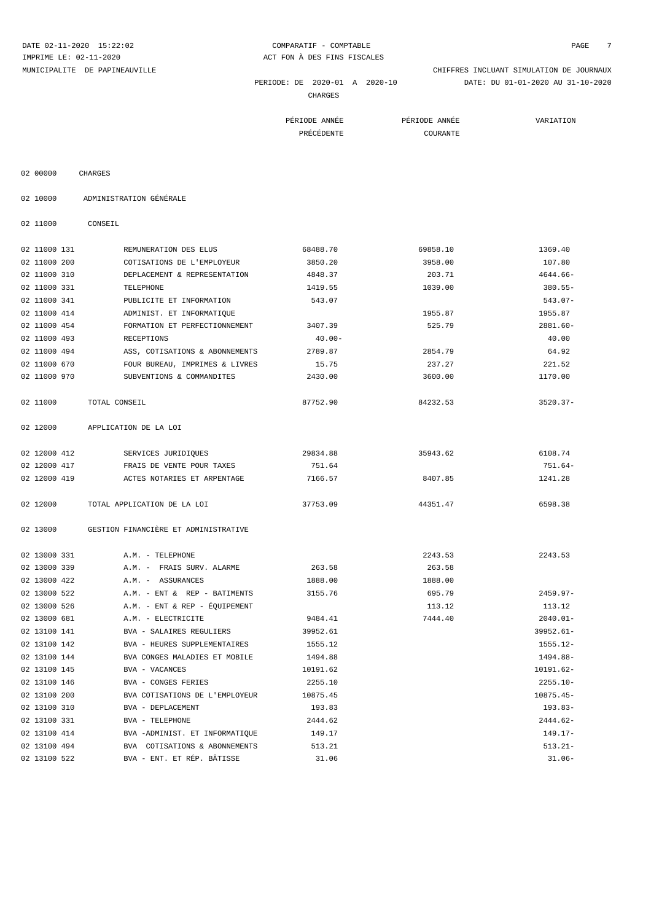DATE 02-11-2020 15:22:02 — COMPARATIF - COMPTABLE

IMPRIME LE: 02-11-2020 — ACT FON À DES FINS FISCALES

MUNICIPALITE DE PAPINEAUVILLE — CHIFFRES INCLUANT SIMULATION DE JOURNAUX

PERIODE: DE 2020-01 A 2020-10 — DATE: DU 01-01-2020 AU 31-10-2020

CHARGES

| Code | Description | PÉRIODE ANNÉE PRÉCÉDENTE | PÉRIODE ANNÉE COURANTE | VARIATION |
|---|---|---|---|---|
| 02 00000 | CHARGES | | | |
| 02 10000 | ADMINISTRATION GÉNÉRALE | | | |
| 02 11000 | CONSEIL | | | |
| 02 11000 131 | REMUNERATION DES ELUS | 68488.70 | 69858.10 | 1369.40 |
| 02 11000 200 | COTISATIONS DE L'EMPLOYEUR | 3850.20 | 3958.00 | 107.80 |
| 02 11000 310 | DEPLACEMENT & REPRESENTATION | 4848.37 | 203.71 | 4644.66- |
| 02 11000 331 | TELEPHONE | 1419.55 | 1039.00 | 380.55- |
| 02 11000 341 | PUBLICITE ET INFORMATION | 543.07 | | 543.07- |
| 02 11000 414 | ADMINIST. ET INFORMATIQUE | | 1955.87 | 1955.87 |
| 02 11000 454 | FORMATION ET PERFECTIONNEMENT | 3407.39 | 525.79 | 2881.60- |
| 02 11000 493 | RECEPTIONS | 40.00- | | 40.00 |
| 02 11000 494 | ASS, COTISATIONS & ABONNEMENTS | 2789.87 | 2854.79 | 64.92 |
| 02 11000 670 | FOUR BUREAU, IMPRIMES & LIVRES | 15.75 | 237.27 | 221.52 |
| 02 11000 970 | SUBVENTIONS & COMMANDITES | 2430.00 | 3600.00 | 1170.00 |
| 02 11000 | TOTAL CONSEIL | 87752.90 | 84232.53 | 3520.37- |
| 02 12000 | APPLICATION DE LA LOI | | | |
| 02 12000 412 | SERVICES JURIDIQUES | 29834.88 | 35943.62 | 6108.74 |
| 02 12000 417 | FRAIS DE VENTE POUR TAXES | 751.64 | | 751.64- |
| 02 12000 419 | ACTES NOTARIES ET ARPENTAGE | 7166.57 | 8407.85 | 1241.28 |
| 02 12000 | TOTAL APPLICATION DE LA LOI | 37753.09 | 44351.47 | 6598.38 |
| 02 13000 | GESTION FINANCIÈRE ET ADMINISTRATIVE | | | |
| 02 13000 331 | A.M. - TELEPHONE | | 2243.53 | 2243.53 |
| 02 13000 339 | A.M. - FRAIS SURV. ALARME | 263.58 | 263.58 | |
| 02 13000 422 | A.M. - ASSURANCES | 1888.00 | 1888.00 | |
| 02 13000 522 | A.M. - ENT & REP - BATIMENTS | 3155.76 | 695.79 | 2459.97- |
| 02 13000 526 | A.M. - ENT & REP - ÉQUIPEMENT | | 113.12 | 113.12 |
| 02 13000 681 | A.M. - ELECTRICITE | 9484.41 | 7444.40 | 2040.01- |
| 02 13100 141 | BVA - SALAIRES REGULIERS | 39952.61 | | 39952.61- |
| 02 13100 142 | BVA - HEURES SUPPLEMENTAIRES | 1555.12 | | 1555.12- |
| 02 13100 144 | BVA CONGES MALADIES ET MOBILE | 1494.88 | | 1494.88- |
| 02 13100 145 | BVA - VACANCES | 10191.62 | | 10191.62- |
| 02 13100 146 | BVA - CONGES FERIES | 2255.10 | | 2255.10- |
| 02 13100 200 | BVA COTISATIONS DE L'EMPLOYEUR | 10875.45 | | 10875.45- |
| 02 13100 310 | BVA - DEPLACEMENT | 193.83 | | 193.83- |
| 02 13100 331 | BVA - TELEPHONE | 2444.62 | | 2444.62- |
| 02 13100 414 | BVA -ADMINIST. ET INFORMATIQUE | 149.17 | | 149.17- |
| 02 13100 494 | BVA COTISATIONS & ABONNEMENTS | 513.21 | | 513.21- |
| 02 13100 522 | BVA - ENT. ET RÉP. BÂTISSE | 31.06 | | 31.06- |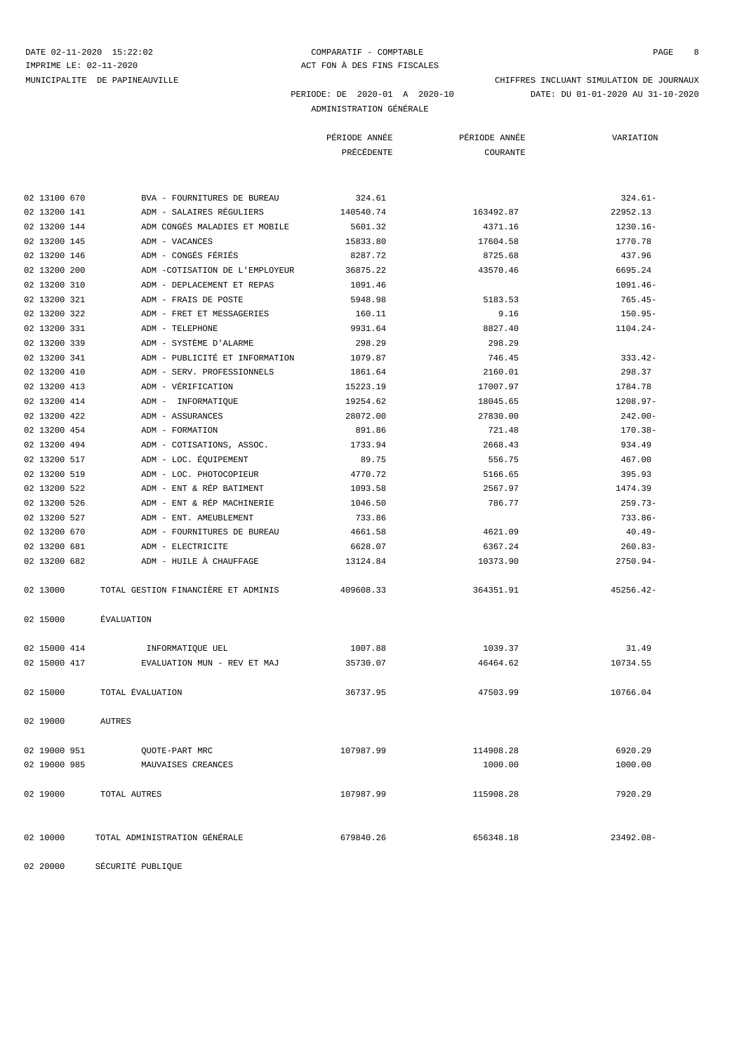DATE 02-11-2020 15:22:02 — COMPARATIF - COMPTABLE
IMPRIME LE: 02-11-2020 — ACT FON À DES FINS FISCALES
MUNICIPALITE DE PAPINEAUVILLE — CHIFFRES INCLUANT SIMULATION DE JOURNAUX

PERIODE: DE 2020-01 A 2020-10 — DATE: DU 01-01-2020 AU 31-10-2020

ADMINISTRATION GÉNÉRALE

| | | PÉRIODE ANNÉE PRÉCÉDENTE | PÉRIODE ANNÉE COURANTE | VARIATION |
|---|---|---|---|---|
| 02 13100 670 | BVA - FOURNITURES DE BUREAU | 324.61 | | 324.61- |
| 02 13200 141 | ADM - SALAIRES RÉGULIERS | 140540.74 | 163492.87 | 22952.13 |
| 02 13200 144 | ADM CONGÉS MALADIES ET MOBILE | 5601.32 | 4371.16 | 1230.16- |
| 02 13200 145 | ADM - VACANCES | 15833.80 | 17604.58 | 1770.78 |
| 02 13200 146 | ADM - CONGÉS FÉRIÉS | 8287.72 | 8725.68 | 437.96 |
| 02 13200 200 | ADM -COTISATION DE L'EMPLOYEUR | 36875.22 | 43570.46 | 6695.24 |
| 02 13200 310 | ADM - DEPLACEMENT ET REPAS | 1091.46 | | 1091.46- |
| 02 13200 321 | ADM - FRAIS DE POSTE | 5948.98 | 5183.53 | 765.45- |
| 02 13200 322 | ADM - FRET ET MESSAGERIES | 160.11 | 9.16 | 150.95- |
| 02 13200 331 | ADM - TELEPHONE | 9931.64 | 8827.40 | 1104.24- |
| 02 13200 339 | ADM - SYSTÈME D'ALARME | 298.29 | 298.29 | |
| 02 13200 341 | ADM - PUBLICITÉ ET INFORMATION | 1079.87 | 746.45 | 333.42- |
| 02 13200 410 | ADM - SERV. PROFESSIONNELS | 1861.64 | 2160.01 | 298.37 |
| 02 13200 413 | ADM - VÉRIFICATION | 15223.19 | 17007.97 | 1784.78 |
| 02 13200 414 | ADM - INFORMATIQUE | 19254.62 | 18045.65 | 1208.97- |
| 02 13200 422 | ADM - ASSURANCES | 28072.00 | 27830.00 | 242.00- |
| 02 13200 454 | ADM - FORMATION | 891.86 | 721.48 | 170.38- |
| 02 13200 494 | ADM - COTISATIONS, ASSOC. | 1733.94 | 2668.43 | 934.49 |
| 02 13200 517 | ADM - LOC. ÉQUIPEMENT | 89.75 | 556.75 | 467.00 |
| 02 13200 519 | ADM - LOC. PHOTOCOPIEUR | 4770.72 | 5166.65 | 395.93 |
| 02 13200 522 | ADM - ENT & RÉP BATIMENT | 1093.58 | 2567.97 | 1474.39 |
| 02 13200 526 | ADM - ENT & RÉP MACHINERIE | 1046.50 | 786.77 | 259.73- |
| 02 13200 527 | ADM - ENT. AMEUBLEMENT | 733.86 | | 733.86- |
| 02 13200 670 | ADM - FOURNITURES DE BUREAU | 4661.58 | 4621.09 | 40.49- |
| 02 13200 681 | ADM - ELECTRICITE | 6628.07 | 6367.24 | 260.83- |
| 02 13200 682 | ADM - HUILE À CHAUFFAGE | 13124.84 | 10373.90 | 2750.94- |
| 02 13000 | TOTAL GESTION FINANCIÈRE ET ADMINIS | 409608.33 | 364351.91 | 45256.42- |
| 02 15000 | ÉVALUATION | | | |
| 02 15000 414 | INFORMATIQUE UEL | 1007.88 | 1039.37 | 31.49 |
| 02 15000 417 | EVALUATION MUN - REV ET MAJ | 35730.07 | 46464.62 | 10734.55 |
| 02 15000 | TOTAL ÉVALUATION | 36737.95 | 47503.99 | 10766.04 |
| 02 19000 | AUTRES | | | |
| 02 19000 951 | QUOTE-PART MRC | 107987.99 | 114908.28 | 6920.29 |
| 02 19000 985 | MAUVAISES CREANCES | | 1000.00 | 1000.00 |
| 02 19000 | TOTAL AUTRES | 107987.99 | 115908.28 | 7920.29 |
| 02 10000 | TOTAL ADMINISTRATION GÉNÉRALE | 679840.26 | 656348.18 | 23492.08- |
| 02 20000 | SÉCURITÉ PUBLIQUE | | | |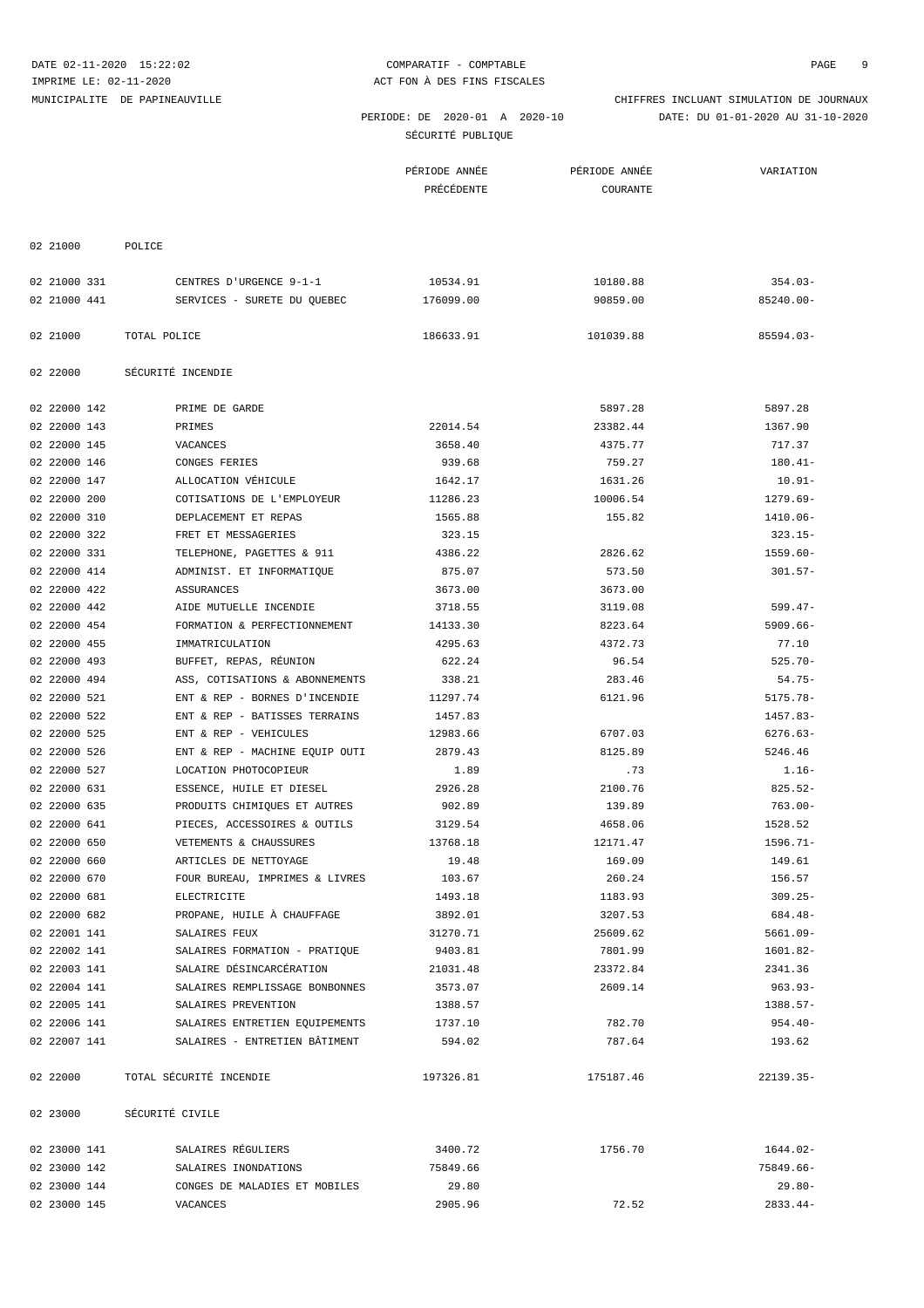DATE 02-11-2020 15:22:02
IMPRIME LE: 02-11-2020
MUNICIPALITE DE PAPINEAUVILLE

COMPARATIF - COMPTABLE
ACT FON À DES FINS FISCALES

CHIFFRES INCLUANT SIMULATION DE JOURNAUX

PERIODE: DE 2020-01 A 2020-10 DATE: DU 01-01-2020 AU 31-10-2020

SÉCURITÉ PUBLIQUE

| | | PÉRIODE ANNÉE PRÉCÉDENTE | PÉRIODE ANNÉE COURANTE | VARIATION |
|---|---|---|---|---|
| 02 21000 | POLICE | | | |
| 02 21000 331 | CENTRES D'URGENCE 9-1-1 | 10534.91 | 10180.88 | 354.03- |
| 02 21000 441 | SERVICES - SURETE DU QUEBEC | 176099.00 | 90859.00 | 85240.00- |
| 02 21000 | TOTAL POLICE | 186633.91 | 101039.88 | 85594.03- |
| 02 22000 | SÉCURITÉ INCENDIE | | | |
| 02 22000 142 | PRIME DE GARDE | | 5897.28 | 5897.28 |
| 02 22000 143 | PRIMES | 22014.54 | 23382.44 | 1367.90 |
| 02 22000 145 | VACANCES | 3658.40 | 4375.77 | 717.37 |
| 02 22000 146 | CONGES FERIES | 939.68 | 759.27 | 180.41- |
| 02 22000 147 | ALLOCATION VÉHICULE | 1642.17 | 1631.26 | 10.91- |
| 02 22000 200 | COTISATIONS DE L'EMPLOYEUR | 11286.23 | 10006.54 | 1279.69- |
| 02 22000 310 | DEPLACEMENT ET REPAS | 1565.88 | 155.82 | 1410.06- |
| 02 22000 322 | FRET ET MESSAGERIES | 323.15 | | 323.15- |
| 02 22000 331 | TELEPHONE, PAGETTES & 911 | 4386.22 | 2826.62 | 1559.60- |
| 02 22000 414 | ADMINIST. ET INFORMATIQUE | 875.07 | 573.50 | 301.57- |
| 02 22000 422 | ASSURANCES | 3673.00 | 3673.00 | |
| 02 22000 442 | AIDE MUTUELLE INCENDIE | 3718.55 | 3119.08 | 599.47- |
| 02 22000 454 | FORMATION & PERFECTIONNEMENT | 14133.30 | 8223.64 | 5909.66- |
| 02 22000 455 | IMMATRICULATION | 4295.63 | 4372.73 | 77.10 |
| 02 22000 493 | BUFFET, REPAS, RÉUNION | 622.24 | 96.54 | 525.70- |
| 02 22000 494 | ASS, COTISATIONS & ABONNEMENTS | 338.21 | 283.46 | 54.75- |
| 02 22000 521 | ENT & REP - BORNES D'INCENDIE | 11297.74 | 6121.96 | 5175.78- |
| 02 22000 522 | ENT & REP - BATISSES TERRAINS | 1457.83 | | 1457.83- |
| 02 22000 525 | ENT & REP - VEHICULES | 12983.66 | 6707.03 | 6276.63- |
| 02 22000 526 | ENT & REP - MACHINE EQUIP OUTI | 2879.43 | 8125.89 | 5246.46 |
| 02 22000 527 | LOCATION PHOTOCOPIEUR | 1.89 | .73 | 1.16- |
| 02 22000 631 | ESSENCE, HUILE ET DIESEL | 2926.28 | 2100.76 | 825.52- |
| 02 22000 635 | PRODUITS CHIMIQUES ET AUTRES | 902.89 | 139.89 | 763.00- |
| 02 22000 641 | PIECES, ACCESSOIRES & OUTILS | 3129.54 | 4658.06 | 1528.52 |
| 02 22000 650 | VETEMENTS & CHAUSSURES | 13768.18 | 12171.47 | 1596.71- |
| 02 22000 660 | ARTICLES DE NETTOYAGE | 19.48 | 169.09 | 149.61 |
| 02 22000 670 | FOUR BUREAU, IMPRIMES & LIVRES | 103.67 | 260.24 | 156.57 |
| 02 22000 681 | ELECTRICITE | 1493.18 | 1183.93 | 309.25- |
| 02 22000 682 | PROPANE, HUILE À CHAUFFAGE | 3892.01 | 3207.53 | 684.48- |
| 02 22001 141 | SALAIRES FEUX | 31270.71 | 25609.62 | 5661.09- |
| 02 22002 141 | SALAIRES FORMATION - PRATIQUE | 9403.81 | 7801.99 | 1601.82- |
| 02 22003 141 | SALAIRE DÉSINCARCÉRATION | 21031.48 | 23372.84 | 2341.36 |
| 02 22004 141 | SALAIRES REMPLISSAGE BONBONNES | 3573.07 | 2609.14 | 963.93- |
| 02 22005 141 | SALAIRES PREVENTION | 1388.57 | | 1388.57- |
| 02 22006 141 | SALAIRES ENTRETIEN EQUIPEMENTS | 1737.10 | 782.70 | 954.40- |
| 02 22007 141 | SALAIRES - ENTRETIEN BÂTIMENT | 594.02 | 787.64 | 193.62 |
| 02 22000 | TOTAL SÉCURITÉ INCENDIE | 197326.81 | 175187.46 | 22139.35- |
| 02 23000 | SÉCURITÉ CIVILE | | | |
| 02 23000 141 | SALAIRES RÉGULIERS | 3400.72 | 1756.70 | 1644.02- |
| 02 23000 142 | SALAIRES INONDATIONS | 75849.66 | | 75849.66- |
| 02 23000 144 | CONGES DE MALADIES ET MOBILES | 29.80 | | 29.80- |
| 02 23000 145 | VACANCES | 2905.96 | 72.52 | 2833.44- |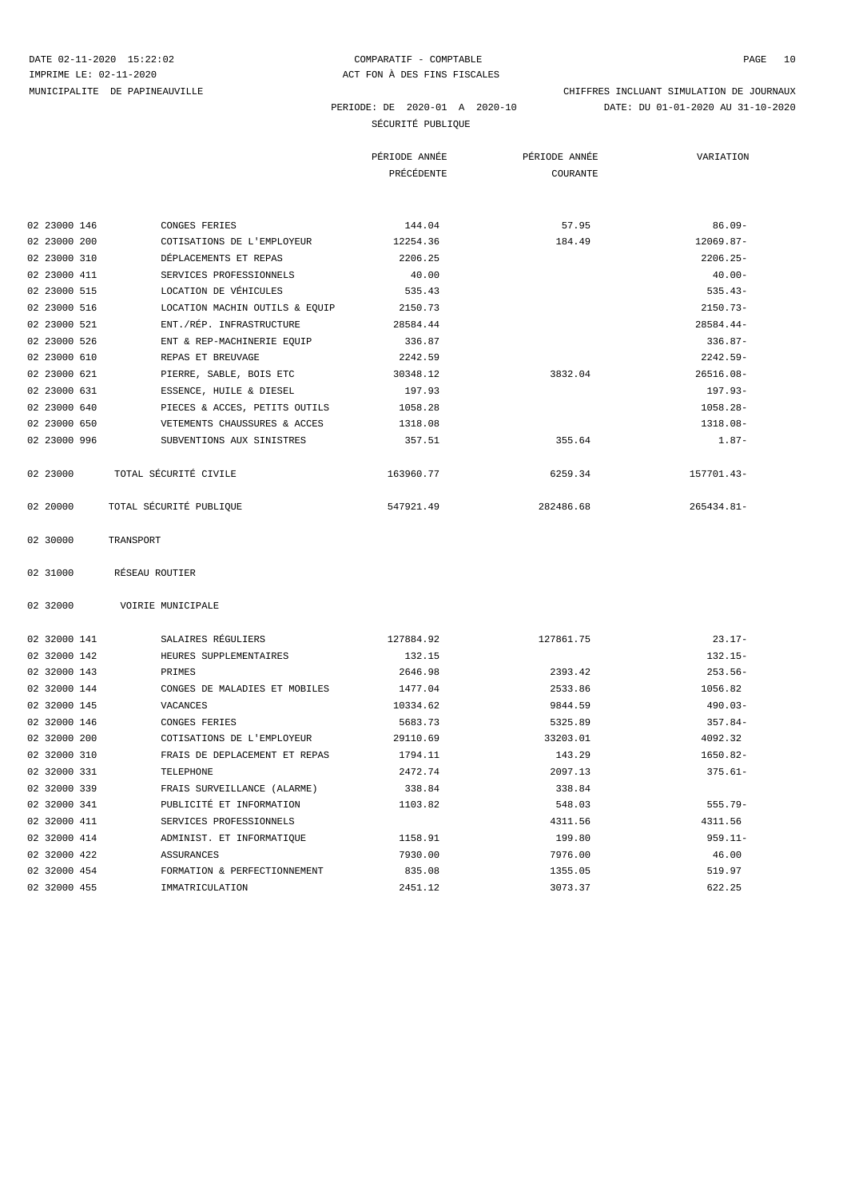DATE 02-11-2020 15:22:02 | COMPARATIF - COMPTABLE
IMPRIME LE: 02-11-2020 | ACT FON À DES FINS FISCALES
MUNICIPALITE DE PAPINEAUVILLE | CHIFFRES INCLUANT SIMULATION DE JOURNAUX

PERIODE: DE 2020-01 A 2020-10 | DATE: DU 01-01-2020 AU 31-10-2020

SÉCURITÉ PUBLIQUE

| | | PÉRIODE ANNÉE PRÉCÉDENTE | PÉRIODE ANNÉE COURANTE | VARIATION |
|---|---|---|---|---|
| 02 23000 146 | CONGES FERIES | 144.04 | 57.95 | 86.09- |
| 02 23000 200 | COTISATIONS DE L'EMPLOYEUR | 12254.36 | 184.49 | 12069.87- |
| 02 23000 310 | DÉPLACEMENTS ET REPAS | 2206.25 | | 2206.25- |
| 02 23000 411 | SERVICES PROFESSIONNELS | 40.00 | | 40.00- |
| 02 23000 515 | LOCATION DE VÉHICULES | 535.43 | | 535.43- |
| 02 23000 516 | LOCATION MACHIN OUTILS & EQUIP | 2150.73 | | 2150.73- |
| 02 23000 521 | ENT./RÉP. INFRASTRUCTURE | 28584.44 | | 28584.44- |
| 02 23000 526 | ENT & REP-MACHINERIE EQUIP | 336.87 | | 336.87- |
| 02 23000 610 | REPAS ET BREUVAGE | 2242.59 | | 2242.59- |
| 02 23000 621 | PIERRE, SABLE, BOIS ETC | 30348.12 | 3832.04 | 26516.08- |
| 02 23000 631 | ESSENCE, HUILE & DIESEL | 197.93 | | 197.93- |
| 02 23000 640 | PIECES & ACCES, PETITS OUTILS | 1058.28 | | 1058.28- |
| 02 23000 650 | VETEMENTS CHAUSSURES & ACCES | 1318.08 | | 1318.08- |
| 02 23000 996 | SUBVENTIONS AUX SINISTRES | 357.51 | 355.64 | 1.87- |
| 02 23000 | TOTAL SÉCURITÉ CIVILE | 163960.77 | 6259.34 | 157701.43- |
| 02 20000 | TOTAL SÉCURITÉ PUBLIQUE | 547921.49 | 282486.68 | 265434.81- |
| 02 30000 | TRANSPORT | | | |
| 02 31000 | RÉSEAU ROUTIER | | | |
| 02 32000 | VOIRIE MUNICIPALE | | | |
| 02 32000 141 | SALAIRES RÉGULIERS | 127884.92 | 127861.75 | 23.17- |
| 02 32000 142 | HEURES SUPPLEMENTAIRES | 132.15 | | 132.15- |
| 02 32000 143 | PRIMES | 2646.98 | 2393.42 | 253.56- |
| 02 32000 144 | CONGES DE MALADIES ET MOBILES | 1477.04 | 2533.86 | 1056.82 |
| 02 32000 145 | VACANCES | 10334.62 | 9844.59 | 490.03- |
| 02 32000 146 | CONGES FERIES | 5683.73 | 5325.89 | 357.84- |
| 02 32000 200 | COTISATIONS DE L'EMPLOYEUR | 29110.69 | 33203.01 | 4092.32 |
| 02 32000 310 | FRAIS DE DEPLACEMENT ET REPAS | 1794.11 | 143.29 | 1650.82- |
| 02 32000 331 | TELEPHONE | 2472.74 | 2097.13 | 375.61- |
| 02 32000 339 | FRAIS SURVEILLANCE (ALARME) | 338.84 | 338.84 | |
| 02 32000 341 | PUBLICITÉ ET INFORMATION | 1103.82 | 548.03 | 555.79- |
| 02 32000 411 | SERVICES PROFESSIONNELS | | 4311.56 | 4311.56 |
| 02 32000 414 | ADMINIST. ET INFORMATIQUE | 1158.91 | 199.80 | 959.11- |
| 02 32000 422 | ASSURANCES | 7930.00 | 7976.00 | 46.00 |
| 02 32000 454 | FORMATION & PERFECTIONNEMENT | 835.08 | 1355.05 | 519.97 |
| 02 32000 455 | IMMATRICULATION | 2451.12 | 3073.37 | 622.25 |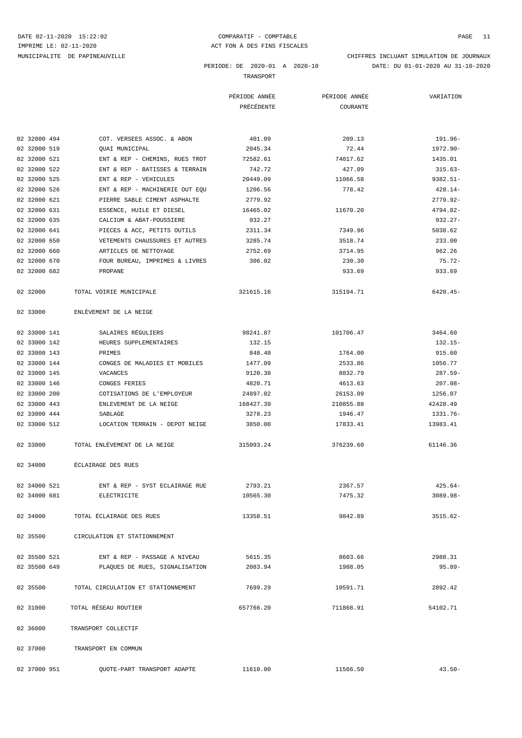DATE 02-11-2020 15:22:02 COMPARATIF - COMPTABLE
IMPRIME LE: 02-11-2020 ACT FON À DES FINS FISCALES
MUNICIPALITE DE PAPINEAUVILLE CHIFFRES INCLUANT SIMULATION DE JOURNAUX
PERIODE: DE 2020-01 A 2020-10 DATE: DU 01-01-2020 AU 31-10-2020

TRANSPORT

| | | PÉRIODE ANNÉE PRÉCÉDENTE | PÉRIODE ANNÉE COURANTE | VARIATION |
|---|---|---|---|---|
| 02 32000 494 | COT. VERSEES ASSOC. & ABON | 401.09 | 209.13 | 191.96- |
| 02 32000 519 | QUAI MUNICIPAL | 2045.34 | 72.44 | 1972.90- |
| 02 32000 521 | ENT & REP - CHEMINS, RUES TROT | 72582.61 | 74017.62 | 1435.01 |
| 02 32000 522 | ENT & REP - BATISSES & TERRAIN | 742.72 | 427.09 | 315.63- |
| 02 32000 525 | ENT & REP - VEHICULES | 20449.09 | 11066.58 | 9382.51- |
| 02 32000 526 | ENT & REP - MACHINERIE OUT EQU | 1206.56 | 778.42 | 428.14- |
| 02 32000 621 | PIERRE SABLE CIMENT ASPHALTE | 2779.92 | | 2779.92- |
| 02 32000 631 | ESSENCE, HUILE ET DIESEL | 16465.02 | 11670.20 | 4794.82- |
| 02 32000 635 | CALCIUM & ABAT-POUSSIERE | 932.27 | | 932.27- |
| 02 32000 641 | PIECES & ACC, PETITS OUTILS | 2311.34 | 7349.96 | 5038.62 |
| 02 32000 650 | VETEMENTS CHAUSSURES ET AUTRES | 3285.74 | 3518.74 | 233.00 |
| 02 32000 660 | ARTICLES DE NETTOYAGE | 2752.69 | 3714.95 | 962.26 |
| 02 32000 670 | FOUR BUREAU, IMPRIMES & LIVRES | 306.02 | 230.30 | 75.72- |
| 02 32000 682 | PROPANE | | 933.69 | 933.69 |
| 02 32000 | TOTAL VOIRIE MUNICIPALE | 321615.16 | 315194.71 | 6420.45- |
| 02 33000 | ENLÈVEMENT DE LA NEIGE | | | |
| 02 33000 141 | SALAIRES RÉGULIERS | 98241.87 | 101706.47 | 3464.60 |
| 02 33000 142 | HEURES SUPPLEMENTAIRES | 132.15 | | 132.15- |
| 02 33000 143 | PRIMES | 848.40 | 1764.00 | 915.60 |
| 02 33000 144 | CONGES DE MALADIES ET MOBILES | 1477.09 | 2533.86 | 1056.77 |
| 02 33000 145 | VACANCES | 9120.38 | 8832.79 | 287.59- |
| 02 33000 146 | CONGES FERIES | 4820.71 | 4613.63 | 207.08- |
| 02 33000 200 | COTISATIONS DE L'EMPLOYEUR | 24897.02 | 26153.09 | 1256.07 |
| 02 33000 443 | ENLEVEMENT DE LA NEIGE | 168427.39 | 210855.88 | 42428.49 |
| 02 33000 444 | SABLAGE | 3278.23 | 1946.47 | 1331.76- |
| 02 33000 512 | LOCATION TERRAIN - DEPOT NEIGE | 3850.00 | 17833.41 | 13983.41 |
| 02 33000 | TOTAL ENLÈVEMENT DE LA NEIGE | 315093.24 | 376239.60 | 61146.36 |
| 02 34000 | ÉCLAIRAGE DES RUES | | | |
| 02 34000 521 | ENT & REP - SYST ECLAIRAGE RUE | 2793.21 | 2367.57 | 425.64- |
| 02 34000 681 | ELECTRICITE | 10565.30 | 7475.32 | 3089.98- |
| 02 34000 | TOTAL ÉCLAIRAGE DES RUES | 13358.51 | 9842.89 | 3515.62- |
| 02 35500 | CIRCULATION ET STATIONNEMENT | | | |
| 02 35500 521 | ENT & REP - PASSAGE A NIVEAU | 5615.35 | 8603.66 | 2988.31 |
| 02 35500 649 | PLAQUES DE RUES, SIGNALISATION | 2083.94 | 1988.05 | 95.89- |
| 02 35500 | TOTAL CIRCULATION ET STATIONNEMENT | 7699.29 | 10591.71 | 2892.42 |
| 02 31000 | TOTAL RÉSEAU ROUTIER | 657766.20 | 711868.91 | 54102.71 |
| 02 36000 | TRANSPORT COLLECTIF | | | |
| 02 37000 | TRANSPORT EN COMMUN | | | |
| 02 37000 951 | QUOTE-PART TRANSPORT ADAPTE | 11610.00 | 11566.50 | 43.50- |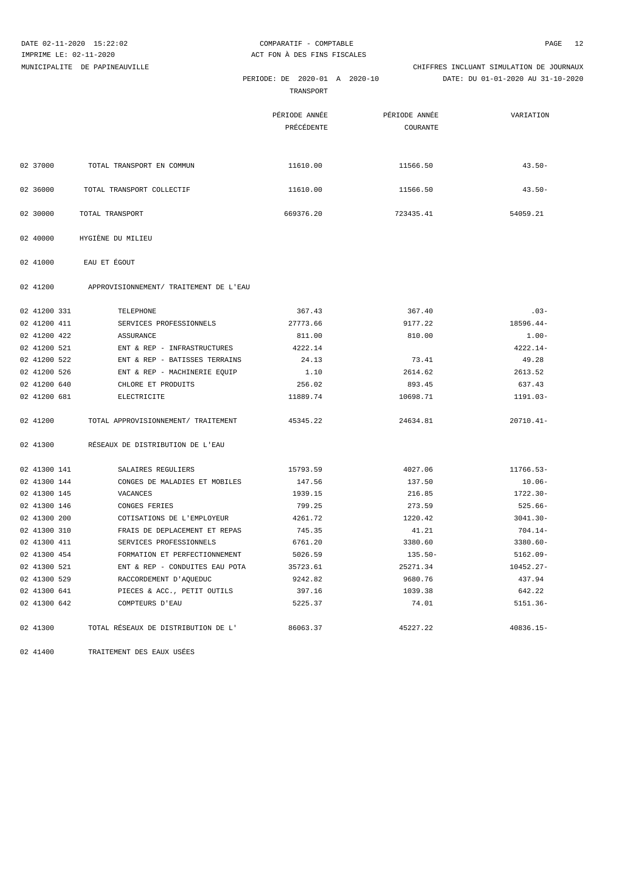MUNICIPALITE DE PAPINEAUVILLE

COMPARATIF - COMPTABLE
ACT FON À DES FINS FISCALES

CHIFFRES INCLUANT SIMULATION DE JOURNAUX

PERIODE: DE 2020-01 A 2020-10 — DATE: DU 01-01-2020 AU 31-10-2020

TRANSPORT

| | | PÉRIODE ANNÉE PRÉCÉDENTE | PÉRIODE ANNÉE COURANTE | VARIATION |
|---|---|---|---|---|
| 02 37000 | TOTAL TRANSPORT EN COMMUN | 11610.00 | 11566.50 | 43.50- |
| 02 36000 | TOTAL TRANSPORT COLLECTIF | 11610.00 | 11566.50 | 43.50- |
| 02 30000 | TOTAL TRANSPORT | 669376.20 | 723435.41 | 54059.21 |
| 02 40000 | HYGIÈNE DU MILIEU | | | |
| 02 41000 | EAU ET ÉGOUT | | | |
| 02 41200 | APPROVISIONNEMENT/ TRAITEMENT DE L'EAU | | | |
| 02 41200 331 | TELEPHONE | 367.43 | 367.40 | .03- |
| 02 41200 411 | SERVICES PROFESSIONNELS | 27773.66 | 9177.22 | 18596.44- |
| 02 41200 422 | ASSURANCE | 811.00 | 810.00 | 1.00- |
| 02 41200 521 | ENT & REP - INFRASTRUCTURES | 4222.14 | | 4222.14- |
| 02 41200 522 | ENT & REP - BATISSES TERRAINS | 24.13 | 73.41 | 49.28 |
| 02 41200 526 | ENT & REP - MACHINERIE EQUIP | 1.10 | 2614.62 | 2613.52 |
| 02 41200 640 | CHLORE ET PRODUITS | 256.02 | 893.45 | 637.43 |
| 02 41200 681 | ELECTRICITE | 11889.74 | 10698.71 | 1191.03- |
| 02 41200 | TOTAL APPROVISIONNEMENT/ TRAITEMENT | 45345.22 | 24634.81 | 20710.41- |
| 02 41300 | RÉSEAUX DE DISTRIBUTION DE L'EAU | | | |
| 02 41300 141 | SALAIRES REGULIERS | 15793.59 | 4027.06 | 11766.53- |
| 02 41300 144 | CONGES DE MALADIES ET MOBILES | 147.56 | 137.50 | 10.06- |
| 02 41300 145 | VACANCES | 1939.15 | 216.85 | 1722.30- |
| 02 41300 146 | CONGES FERIES | 799.25 | 273.59 | 525.66- |
| 02 41300 200 | COTISATIONS DE L'EMPLOYEUR | 4261.72 | 1220.42 | 3041.30- |
| 02 41300 310 | FRAIS DE DEPLACEMENT ET REPAS | 745.35 | 41.21 | 704.14- |
| 02 41300 411 | SERVICES PROFESSIONNELS | 6761.20 | 3380.60 | 3380.60- |
| 02 41300 454 | FORMATION ET PERFECTIONNEMENT | 5026.59 | 135.50- | 5162.09- |
| 02 41300 521 | ENT & REP - CONDUITES EAU POTA | 35723.61 | 25271.34 | 10452.27- |
| 02 41300 529 | RACCORDEMENT D'AQUEDUC | 9242.82 | 9680.76 | 437.94 |
| 02 41300 641 | PIECES & ACC., PETIT OUTILS | 397.16 | 1039.38 | 642.22 |
| 02 41300 642 | COMPTEURS D'EAU | 5225.37 | 74.01 | 5151.36- |
| 02 41300 | TOTAL RÉSEAUX DE DISTRIBUTION DE L' | 86063.37 | 45227.22 | 40836.15- |
| 02 41400 | TRAITEMENT DES EAUX USÉES | | | |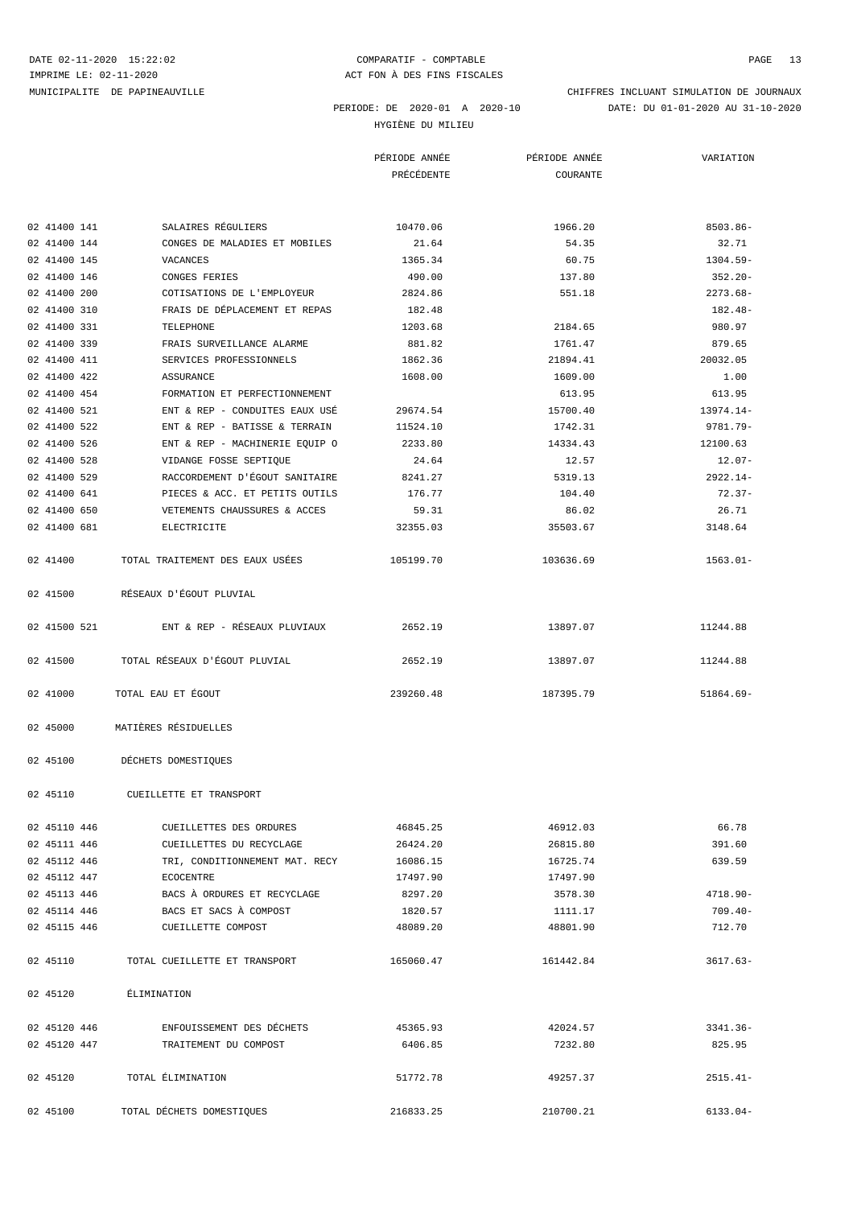DATE 02-11-2020 15:22:02 — COMPARATIF - COMPTABLE
IMPRIME LE: 02-11-2020 — ACT FON À DES FINS FISCALES
MUNICIPALITE DE PAPINEAUVILLE — CHIFFRES INCLUANT SIMULATION DE JOURNAUX
PERIODE: DE 2020-01 A 2020-10 — DATE: DU 01-01-2020 AU 31-10-2020

HYGIÈNE DU MILIEU

| | | PÉRIODE ANNÉE PRÉCÉDENTE | PÉRIODE ANNÉE COURANTE | VARIATION |
|---|---|---|---|---|
| 02 41400 141 | SALAIRES RÉGULIERS | 10470.06 | 1966.20 | 8503.86- |
| 02 41400 144 | CONGES DE MALADIES ET MOBILES | 21.64 | 54.35 | 32.71 |
| 02 41400 145 | VACANCES | 1365.34 | 60.75 | 1304.59- |
| 02 41400 146 | CONGES FERIES | 490.00 | 137.80 | 352.20- |
| 02 41400 200 | COTISATIONS DE L'EMPLOYEUR | 2824.86 | 551.18 | 2273.68- |
| 02 41400 310 | FRAIS DE DÉPLACEMENT ET REPAS | 182.48 | | 182.48- |
| 02 41400 331 | TELEPHONE | 1203.68 | 2184.65 | 980.97 |
| 02 41400 339 | FRAIS SURVEILLANCE ALARME | 881.82 | 1761.47 | 879.65 |
| 02 41400 411 | SERVICES PROFESSIONNELS | 1862.36 | 21894.41 | 20032.05 |
| 02 41400 422 | ASSURANCE | 1608.00 | 1609.00 | 1.00 |
| 02 41400 454 | FORMATION ET PERFECTIONNEMENT | | 613.95 | 613.95 |
| 02 41400 521 | ENT & REP - CONDUITES EAUX USÉ | 29674.54 | 15700.40 | 13974.14- |
| 02 41400 522 | ENT & REP - BATISSE & TERRAIN | 11524.10 | 1742.31 | 9781.79- |
| 02 41400 526 | ENT & REP - MACHINERIE EQUIP O | 2233.80 | 14334.43 | 12100.63 |
| 02 41400 528 | VIDANGE FOSSE SEPTIQUE | 24.64 | 12.57 | 12.07- |
| 02 41400 529 | RACCORDEMENT D'ÉGOUT SANITAIRE | 8241.27 | 5319.13 | 2922.14- |
| 02 41400 641 | PIECES & ACC. ET PETITS OUTILS | 176.77 | 104.40 | 72.37- |
| 02 41400 650 | VETEMENTS CHAUSSURES & ACCES | 59.31 | 86.02 | 26.71 |
| 02 41400 681 | ELECTRICITE | 32355.03 | 35503.67 | 3148.64 |
| 02 41400 | TOTAL TRAITEMENT DES EAUX USÉES | 105199.70 | 103636.69 | 1563.01- |
| 02 41500 | RÉSEAUX D'ÉGOUT PLUVIAL | | | |
| 02 41500 521 | ENT & REP - RÉSEAUX PLUVIAUX | 2652.19 | 13897.07 | 11244.88 |
| 02 41500 | TOTAL RÉSEAUX D'ÉGOUT PLUVIAL | 2652.19 | 13897.07 | 11244.88 |
| 02 41000 | TOTAL EAU ET ÉGOUT | 239260.48 | 187395.79 | 51864.69- |
| 02 45000 | MATIÈRES RÉSIDUELLES | | | |
| 02 45100 | DÉCHETS DOMESTIQUES | | | |
| 02 45110 | CUEILLETTE ET TRANSPORT | | | |
| 02 45110 446 | CUEILLETTES DES ORDURES | 46845.25 | 46912.03 | 66.78 |
| 02 45111 446 | CUEILLETTES DU RECYCLAGE | 26424.20 | 26815.80 | 391.60 |
| 02 45112 446 | TRI, CONDITIONNEMENT MAT. RECY | 16086.15 | 16725.74 | 639.59 |
| 02 45112 447 | ECOCENTRE | 17497.90 | 17497.90 | |
| 02 45113 446 | BACS À ORDURES ET RECYCLAGE | 8297.20 | 3578.30 | 4718.90- |
| 02 45114 446 | BACS ET SACS À COMPOST | 1820.57 | 1111.17 | 709.40- |
| 02 45115 446 | CUEILLETTE COMPOST | 48089.20 | 48801.90 | 712.70 |
| 02 45110 | TOTAL CUEILLETTE ET TRANSPORT | 165060.47 | 161442.84 | 3617.63- |
| 02 45120 | ÉLIMINATION | | | |
| 02 45120 446 | ENFOUISSEMENT DES DÉCHETS | 45365.93 | 42024.57 | 3341.36- |
| 02 45120 447 | TRAITEMENT DU COMPOST | 6406.85 | 7232.80 | 825.95 |
| 02 45120 | TOTAL ÉLIMINATION | 51772.78 | 49257.37 | 2515.41- |
| 02 45100 | TOTAL DÉCHETS DOMESTIQUES | 216833.25 | 210700.21 | 6133.04- |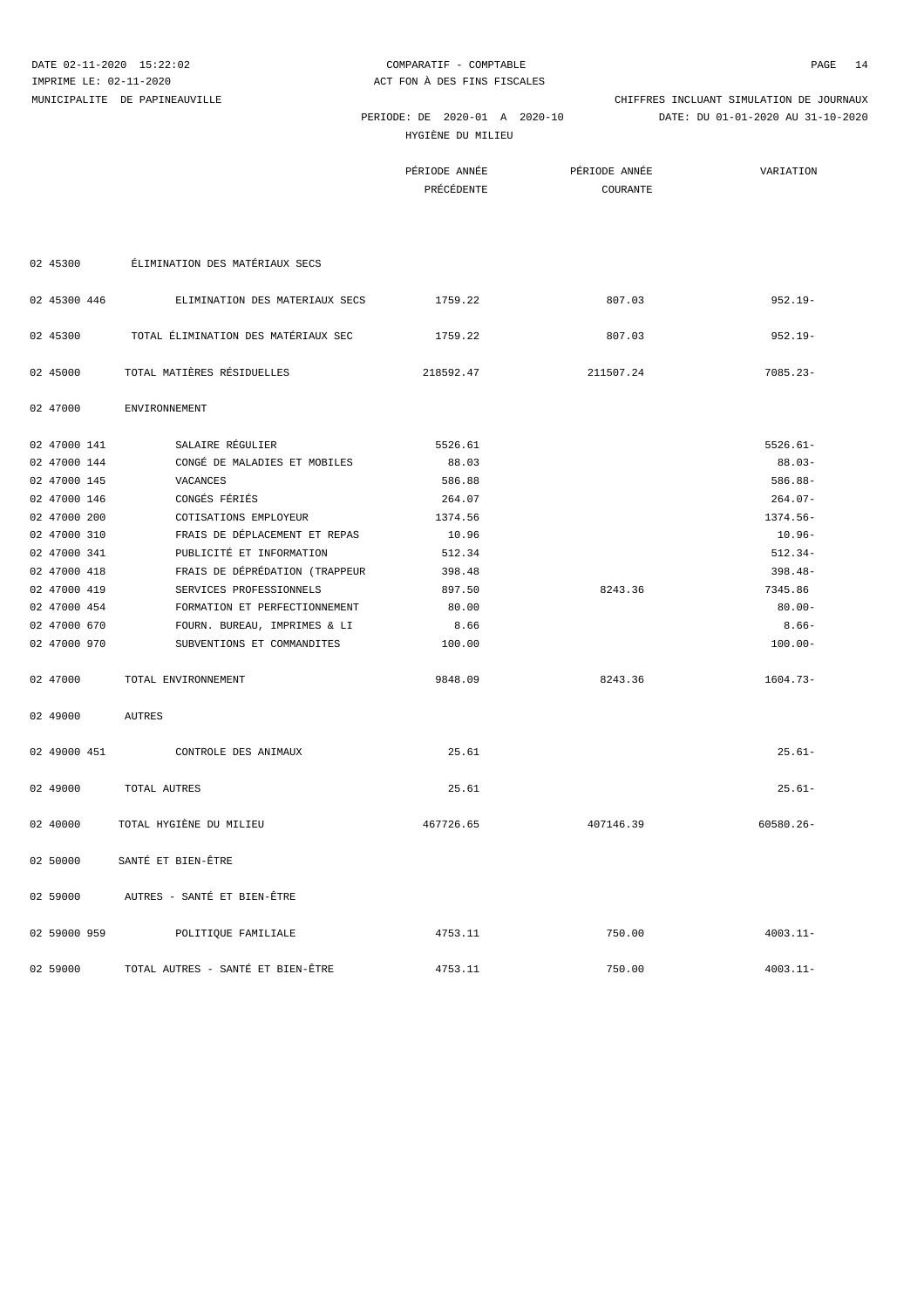MUNICIPALITE DE PAPINEAUVILLE

COMPARATIF - COMPTABLE
ACT FON À DES FINS FISCALES

CHIFFRES INCLUANT SIMULATION DE JOURNAUX

PERIODE: DE 2020-01 A 2020-10 — DATE: DU 01-01-2020 AU 31-10-2020

HYGIÈNE DU MILIEU

| Code | Description | PÉRIODE ANNÉE PRÉCÉDENTE | PÉRIODE ANNÉE COURANTE | VARIATION |
|---|---|---|---|---|
| 02 45300 | ÉLIMINATION DES MATÉRIAUX SECS | | | |
| 02 45300 446 | ELIMINATION DES MATERIAUX SECS | 1759.22 | 807.03 | 952.19- |
| 02 45300 | TOTAL ÉLIMINATION DES MATÉRIAUX SEC | 1759.22 | 807.03 | 952.19- |
| 02 45000 | TOTAL MATIÈRES RÉSIDUELLES | 218592.47 | 211507.24 | 7085.23- |
| 02 47000 | ENVIRONNEMENT | | | |
| 02 47000 141 | SALAIRE RÉGULIER | 5526.61 | | 5526.61- |
| 02 47000 144 | CONGÉ DE MALADIES ET MOBILES | 88.03 | | 88.03- |
| 02 47000 145 | VACANCES | 586.88 | | 586.88- |
| 02 47000 146 | CONGÉS FÉRIÉS | 264.07 | | 264.07- |
| 02 47000 200 | COTISATIONS EMPLOYEUR | 1374.56 | | 1374.56- |
| 02 47000 310 | FRAIS DE DÉPLACEMENT ET REPAS | 10.96 | | 10.96- |
| 02 47000 341 | PUBLICITÉ ET INFORMATION | 512.34 | | 512.34- |
| 02 47000 418 | FRAIS DE DÉPRÉDATION (TRAPPEUR | 398.48 | | 398.48- |
| 02 47000 419 | SERVICES PROFESSIONNELS | 897.50 | 8243.36 | 7345.86 |
| 02 47000 454 | FORMATION ET PERFECTIONNEMENT | 80.00 | | 80.00- |
| 02 47000 670 | FOURN. BUREAU, IMPRIMES & LI | 8.66 | | 8.66- |
| 02 47000 970 | SUBVENTIONS ET COMMANDITES | 100.00 | | 100.00- |
| 02 47000 | TOTAL ENVIRONNEMENT | 9848.09 | 8243.36 | 1604.73- |
| 02 49000 | AUTRES | | | |
| 02 49000 451 | CONTROLE DES ANIMAUX | 25.61 | | 25.61- |
| 02 49000 | TOTAL AUTRES | 25.61 | | 25.61- |
| 02 40000 | TOTAL HYGIÈNE DU MILIEU | 467726.65 | 407146.39 | 60580.26- |
| 02 50000 | SANTÉ ET BIEN-ÊTRE | | | |
| 02 59000 | AUTRES - SANTÉ ET BIEN-ÊTRE | | | |
| 02 59000 959 | POLITIQUE FAMILIALE | 4753.11 | 750.00 | 4003.11- |
| 02 59000 | TOTAL AUTRES - SANTÉ ET BIEN-ÊTRE | 4753.11 | 750.00 | 4003.11- |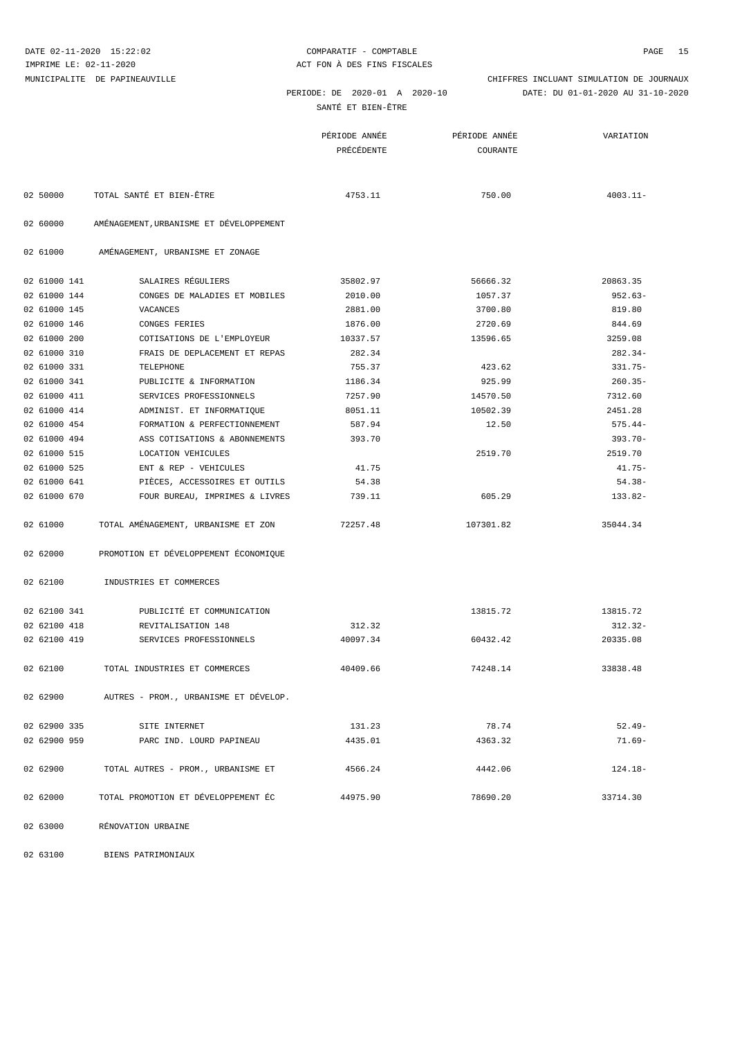DATE 02-11-2020 15:22:02
IMPRIME LE: 02-11-2020
MUNICIPALITE DE PAPINEAUVILLE

COMPARATIF - COMPTABLE
ACT FON À DES FINS FISCALES

CHIFFRES INCLUANT SIMULATION DE JOURNAUX

PERIODE: DE 2020-01 A 2020-10 DATE: DU 01-01-2020 AU 31-10-2020

SANTÉ ET BIEN-ÊTRE

| | | PÉRIODE ANNÉE PRÉCÉDENTE | PÉRIODE ANNÉE COURANTE | VARIATION |
|---|---|---|---|---|
| 02 50000 | TOTAL SANTÉ ET BIEN-ÊTRE | 4753.11 | 750.00 | 4003.11- |
| 02 60000 | AMÉNAGEMENT,URBANISME ET DÉVELOPPEMENT | | | |
| 02 61000 | AMÉNAGEMENT, URBANISME ET ZONAGE | | | |
| 02 61000 141 | SALAIRES RÉGULIERS | 35802.97 | 56666.32 | 20863.35 |
| 02 61000 144 | CONGES DE MALADIES ET MOBILES | 2010.00 | 1057.37 | 952.63- |
| 02 61000 145 | VACANCES | 2881.00 | 3700.80 | 819.80 |
| 02 61000 146 | CONGES FERIES | 1876.00 | 2720.69 | 844.69 |
| 02 61000 200 | COTISATIONS DE L'EMPLOYEUR | 10337.57 | 13596.65 | 3259.08 |
| 02 61000 310 | FRAIS DE DEPLACEMENT ET REPAS | 282.34 | | 282.34- |
| 02 61000 331 | TELEPHONE | 755.37 | 423.62 | 331.75- |
| 02 61000 341 | PUBLICITE & INFORMATION | 1186.34 | 925.99 | 260.35- |
| 02 61000 411 | SERVICES PROFESSIONNELS | 7257.90 | 14570.50 | 7312.60 |
| 02 61000 414 | ADMINIST. ET INFORMATIQUE | 8051.11 | 10502.39 | 2451.28 |
| 02 61000 454 | FORMATION & PERFECTIONNEMENT | 587.94 | 12.50 | 575.44- |
| 02 61000 494 | ASS COTISATIONS & ABONNEMENTS | 393.70 | | 393.70- |
| 02 61000 515 | LOCATION VEHICULES | | 2519.70 | 2519.70 |
| 02 61000 525 | ENT & REP - VEHICULES | 41.75 | | 41.75- |
| 02 61000 641 | PIÈCES, ACCESSOIRES ET OUTILS | 54.38 | | 54.38- |
| 02 61000 670 | FOUR BUREAU, IMPRIMES & LIVRES | 739.11 | 605.29 | 133.82- |
| 02 61000 | TOTAL AMÉNAGEMENT, URBANISME ET ZON | 72257.48 | 107301.82 | 35044.34 |
| 02 62000 | PROMOTION ET DÉVELOPPEMENT ÉCONOMIQUE | | | |
| 02 62100 | INDUSTRIES ET COMMERCES | | | |
| 02 62100 341 | PUBLICITÉ ET COMMUNICATION | | 13815.72 | 13815.72 |
| 02 62100 418 | REVITALISATION 148 | 312.32 | | 312.32- |
| 02 62100 419 | SERVICES PROFESSIONNELS | 40097.34 | 60432.42 | 20335.08 |
| 02 62100 | TOTAL INDUSTRIES ET COMMERCES | 40409.66 | 74248.14 | 33838.48 |
| 02 62900 | AUTRES - PROM., URBANISME ET DÉVELOP. | | | |
| 02 62900 335 | SITE INTERNET | 131.23 | 78.74 | 52.49- |
| 02 62900 959 | PARC IND. LOURD PAPINEAU | 4435.01 | 4363.32 | 71.69- |
| 02 62900 | TOTAL AUTRES - PROM., URBANISME ET | 4566.24 | 4442.06 | 124.18- |
| 02 62000 | TOTAL PROMOTION ET DÉVELOPPEMENT ÉC | 44975.90 | 78690.20 | 33714.30 |
| 02 63000 | RÉNOVATION URBAINE | | | |
| 02 63100 | BIENS PATRIMONIAUX | | | |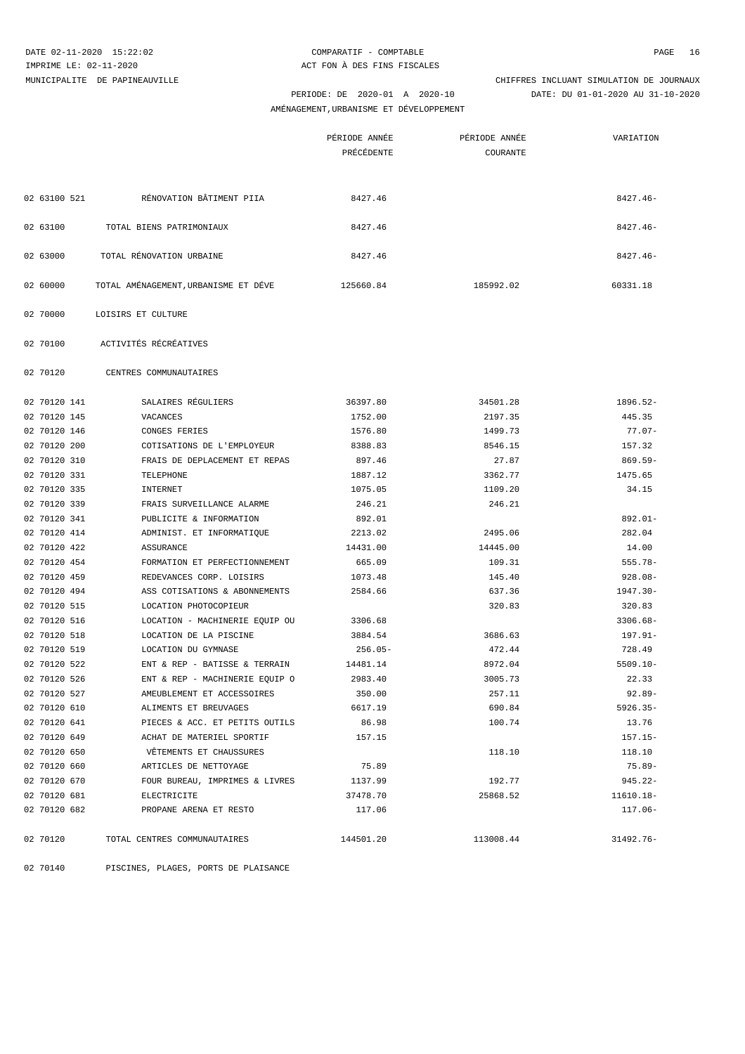MUNICIPALITE DE PAPINEAUVILLE

COMPARATIF - COMPTABLE
ACT FON À DES FINS FISCALES

CHIFFRES INCLUANT SIMULATION DE JOURNAUX

PERIODE: DE 2020-01 A 2020-10 DATE: DU 01-01-2020 AU 31-10-2020

AMÉNAGEMENT,URBANISME ET DÉVELOPPEMENT

| | | PÉRIODE ANNÉE PRÉCÉDENTE | PÉRIODE ANNÉE COURANTE | VARIATION |
|---|---|---|---|---|
| 02 63100 521 | RÉNOVATION BÂTIMENT PIIA | 8427.46 | | 8427.46- |
| 02 63100 | TOTAL BIENS PATRIMONIAUX | 8427.46 | | 8427.46- |
| 02 63000 | TOTAL RÉNOVATION URBAINE | 8427.46 | | 8427.46- |
| 02 60000 | TOTAL AMÉNAGEMENT,URBANISME ET DÉVE | 125660.84 | 185992.02 | 60331.18 |
| 02 70000 | LOISIRS ET CULTURE | | | |
| 02 70100 | ACTIVITÉS RÉCRÉATIVES | | | |
| 02 70120 | CENTRES COMMUNAUTAIRES | | | |
| 02 70120 141 | SALAIRES RÉGULIERS | 36397.80 | 34501.28 | 1896.52- |
| 02 70120 145 | VACANCES | 1752.00 | 2197.35 | 445.35 |
| 02 70120 146 | CONGES FERIES | 1576.80 | 1499.73 | 77.07- |
| 02 70120 200 | COTISATIONS DE L'EMPLOYEUR | 8388.83 | 8546.15 | 157.32 |
| 02 70120 310 | FRAIS DE DEPLACEMENT ET REPAS | 897.46 | 27.87 | 869.59- |
| 02 70120 331 | TELEPHONE | 1887.12 | 3362.77 | 1475.65 |
| 02 70120 335 | INTERNET | 1075.05 | 1109.20 | 34.15 |
| 02 70120 339 | FRAIS SURVEILLANCE ALARME | 246.21 | 246.21 | |
| 02 70120 341 | PUBLICITE & INFORMATION | 892.01 | | 892.01- |
| 02 70120 414 | ADMINIST. ET INFORMATIQUE | 2213.02 | 2495.06 | 282.04 |
| 02 70120 422 | ASSURANCE | 14431.00 | 14445.00 | 14.00 |
| 02 70120 454 | FORMATION ET PERFECTIONNEMENT | 665.09 | 109.31 | 555.78- |
| 02 70120 459 | REDEVANCES CORP. LOISIRS | 1073.48 | 145.40 | 928.08- |
| 02 70120 494 | ASS COTISATIONS & ABONNEMENTS | 2584.66 | 637.36 | 1947.30- |
| 02 70120 515 | LOCATION PHOTOCOPIEUR | | 320.83 | 320.83 |
| 02 70120 516 | LOCATION - MACHINERIE EQUIP OU | 3306.68 | | 3306.68- |
| 02 70120 518 | LOCATION DE LA PISCINE | 3884.54 | 3686.63 | 197.91- |
| 02 70120 519 | LOCATION DU GYMNASE | 256.05- | 472.44 | 728.49 |
| 02 70120 522 | ENT & REP - BATISSE & TERRAIN | 14481.14 | 8972.04 | 5509.10- |
| 02 70120 526 | ENT & REP - MACHINERIE EQUIP O | 2983.40 | 3005.73 | 22.33 |
| 02 70120 527 | AMEUBLEMENT ET ACCESSOIRES | 350.00 | 257.11 | 92.89- |
| 02 70120 610 | ALIMENTS ET BREUVAGES | 6617.19 | 690.84 | 5926.35- |
| 02 70120 641 | PIECES & ACC. ET PETITS OUTILS | 86.98 | 100.74 | 13.76 |
| 02 70120 649 | ACHAT DE MATERIEL SPORTIF | 157.15 | | 157.15- |
| 02 70120 650 | VÊTEMENTS ET CHAUSSURES | | 118.10 | 118.10 |
| 02 70120 660 | ARTICLES DE NETTOYAGE | 75.89 | | 75.89- |
| 02 70120 670 | FOUR BUREAU, IMPRIMES & LIVRES | 1137.99 | 192.77 | 945.22- |
| 02 70120 681 | ELECTRICITE | 37478.70 | 25868.52 | 11610.18- |
| 02 70120 682 | PROPANE ARENA ET RESTO | 117.06 | | 117.06- |
| 02 70120 | TOTAL CENTRES COMMUNAUTAIRES | 144501.20 | 113008.44 | 31492.76- |
| 02 70140 | PISCINES, PLAGES, PORTS DE PLAISANCE | | | |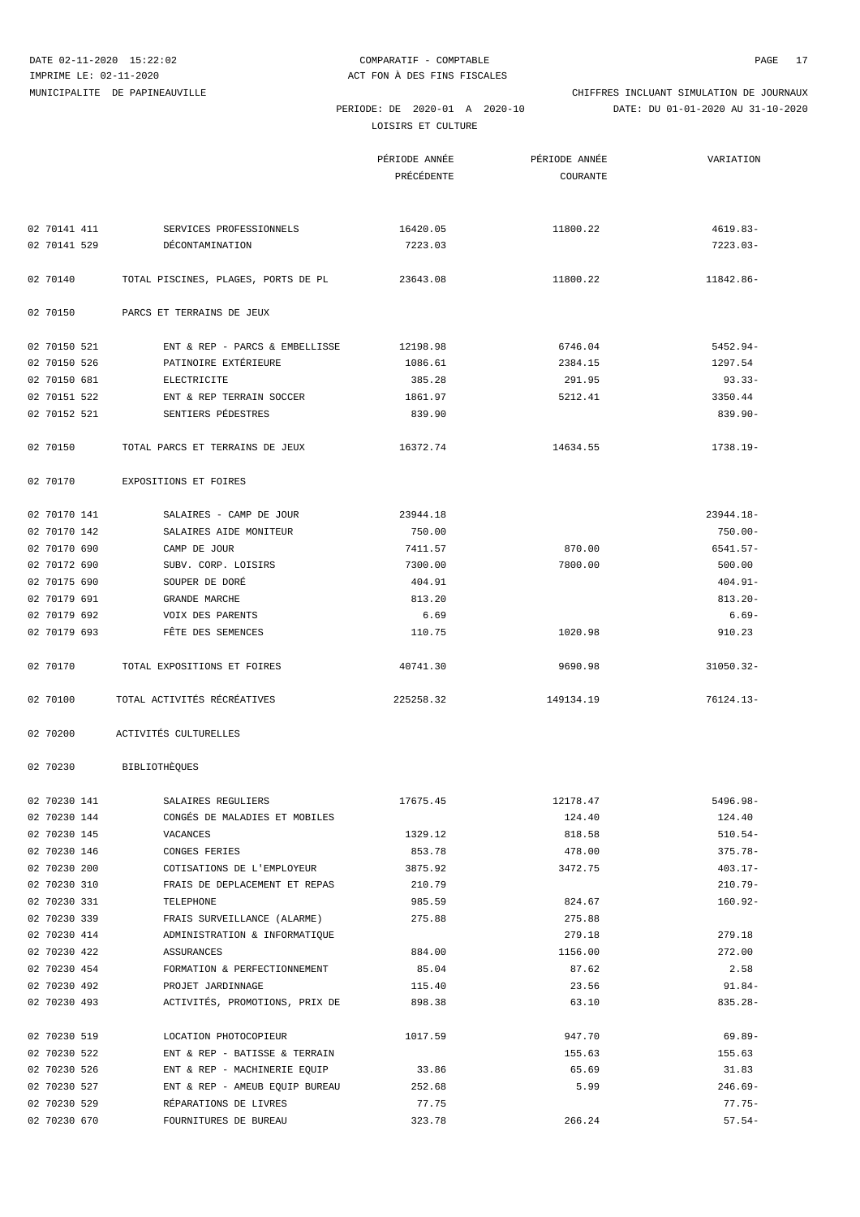DATE 02-11-2020 15:22:02 — COMPARATIF - COMPTABLE
IMPRIME LE: 02-11-2020 — ACT FON À DES FINS FISCALES
MUNICIPALITE DE PAPINEAUVILLE — CHIFFRES INCLUANT SIMULATION DE JOURNAUX

PERIODE: DE 2020-01 A 2020-10 — DATE: DU 01-01-2020 AU 31-10-2020

LOISIRS ET CULTURE

| | | PÉRIODE ANNÉE PRÉCÉDENTE | PÉRIODE ANNÉE COURANTE | VARIATION |
|---|---|---|---|---|
| 02 70141 411 | SERVICES PROFESSIONNELS | 16420.05 | 11800.22 | 4619.83- |
| 02 70141 529 | DÉCONTAMINATION | 7223.03 | | 7223.03- |
| 02 70140 | TOTAL PISCINES, PLAGES, PORTS DE PL | 23643.08 | 11800.22 | 11842.86- |
| 02 70150 | PARCS ET TERRAINS DE JEUX | | | |
| 02 70150 521 | ENT & REP - PARCS & EMBELLISSE | 12198.98 | 6746.04 | 5452.94- |
| 02 70150 526 | PATINOIRE EXTÉRIEURE | 1086.61 | 2384.15 | 1297.54 |
| 02 70150 681 | ELECTRICITE | 385.28 | 291.95 | 93.33- |
| 02 70151 522 | ENT & REP TERRAIN SOCCER | 1861.97 | 5212.41 | 3350.44 |
| 02 70152 521 | SENTIERS PÉDESTRES | 839.90 | | 839.90- |
| 02 70150 | TOTAL PARCS ET TERRAINS DE JEUX | 16372.74 | 14634.55 | 1738.19- |
| 02 70170 | EXPOSITIONS ET FOIRES | | | |
| 02 70170 141 | SALAIRES - CAMP DE JOUR | 23944.18 | | 23944.18- |
| 02 70170 142 | SALAIRES AIDE MONITEUR | 750.00 | | 750.00- |
| 02 70170 690 | CAMP DE JOUR | 7411.57 | 870.00 | 6541.57- |
| 02 70172 690 | SUBV. CORP. LOISIRS | 7300.00 | 7800.00 | 500.00 |
| 02 70175 690 | SOUPER DE DORÉ | 404.91 | | 404.91- |
| 02 70179 691 | GRANDE MARCHE | 813.20 | | 813.20- |
| 02 70179 692 | VOIX DES PARENTS | 6.69 | | 6.69- |
| 02 70179 693 | FÊTE DES SEMENCES | 110.75 | 1020.98 | 910.23 |
| 02 70170 | TOTAL EXPOSITIONS ET FOIRES | 40741.30 | 9690.98 | 31050.32- |
| 02 70100 | TOTAL ACTIVITÉS RÉCRÉATIVES | 225258.32 | 149134.19 | 76124.13- |
| 02 70200 | ACTIVITÉS CULTURELLES | | | |
| 02 70230 | BIBLIOTHÈQUES | | | |
| 02 70230 141 | SALAIRES REGULIERS | 17675.45 | 12178.47 | 5496.98- |
| 02 70230 144 | CONGÉS DE MALADIES ET MOBILES | | 124.40 | 124.40 |
| 02 70230 145 | VACANCES | 1329.12 | 818.58 | 510.54- |
| 02 70230 146 | CONGES FERIES | 853.78 | 478.00 | 375.78- |
| 02 70230 200 | COTISATIONS DE L'EMPLOYEUR | 3875.92 | 3472.75 | 403.17- |
| 02 70230 310 | FRAIS DE DEPLACEMENT ET REPAS | 210.79 | | 210.79- |
| 02 70230 331 | TELEPHONE | 985.59 | 824.67 | 160.92- |
| 02 70230 339 | FRAIS SURVEILLANCE (ALARME) | 275.88 | 275.88 | |
| 02 70230 414 | ADMINISTRATION & INFORMATIQUE | | 279.18 | 279.18 |
| 02 70230 422 | ASSURANCES | 884.00 | 1156.00 | 272.00 |
| 02 70230 454 | FORMATION & PERFECTIONNEMENT | 85.04 | 87.62 | 2.58 |
| 02 70230 492 | PROJET JARDINNAGE | 115.40 | 23.56 | 91.84- |
| 02 70230 493 | ACTIVITÉS, PROMOTIONS, PRIX DE | 898.38 | 63.10 | 835.28- |
| 02 70230 519 | LOCATION PHOTOCOPIEUR | 1017.59 | 947.70 | 69.89- |
| 02 70230 522 | ENT & REP - BATISSE & TERRAIN | | 155.63 | 155.63 |
| 02 70230 526 | ENT & REP - MACHINERIE EQUIP | 33.86 | 65.69 | 31.83 |
| 02 70230 527 | ENT & REP - AMEUB EQUIP BUREAU | 252.68 | 5.99 | 246.69- |
| 02 70230 529 | RÉPARATIONS DE LIVRES | 77.75 | | 77.75- |
| 02 70230 670 | FOURNITURES DE BUREAU | 323.78 | 266.24 | 57.54- |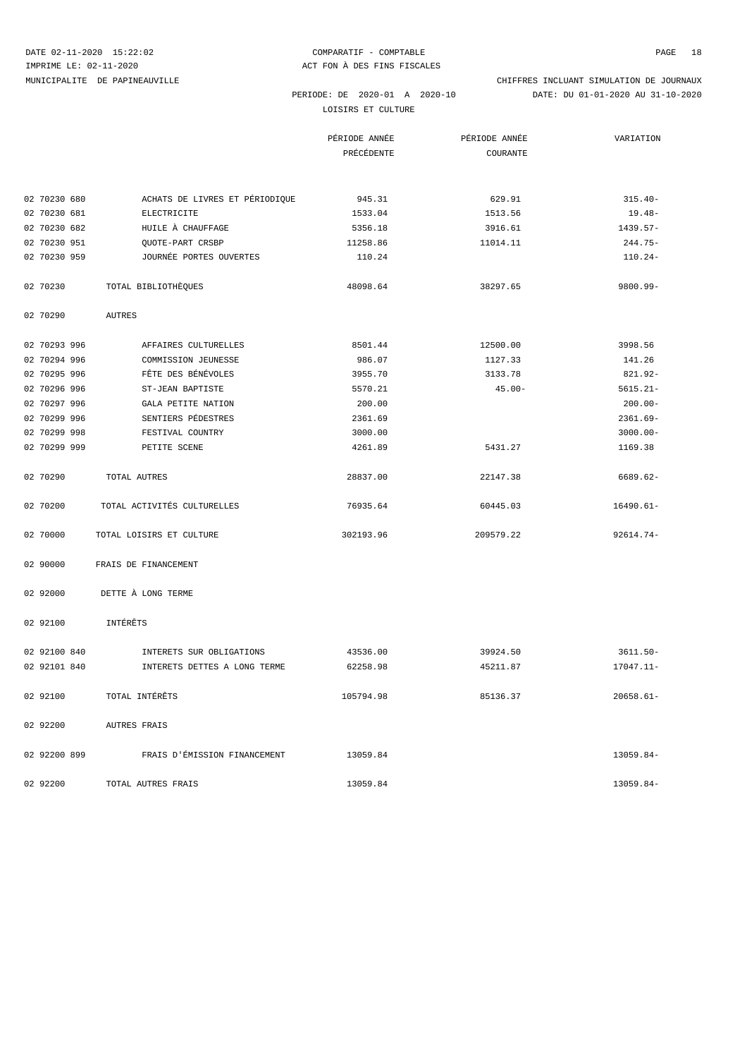DATE 02-11-2020 15:22:02
IMPRIME LE: 02-11-2020
MUNICIPALITE DE PAPINEAUVILLE

COMPARATIF - COMPTABLE
ACT FON À DES FINS FISCALES

CHIFFRES INCLUANT SIMULATION DE JOURNAUX

PERIODE: DE 2020-01 A 2020-10 DATE: DU 01-01-2020 AU 31-10-2020

LOISIRS ET CULTURE

| Code | Description | PÉRIODE ANNÉE PRÉCÉDENTE | PÉRIODE ANNÉE COURANTE | VARIATION |
|---|---|---|---|---|
| 02 70230 680 | ACHATS DE LIVRES ET PÉRIODIQUE | 945.31 | 629.91 | 315.40- |
| 02 70230 681 | ELECTRICITE | 1533.04 | 1513.56 | 19.48- |
| 02 70230 682 | HUILE À CHAUFFAGE | 5356.18 | 3916.61 | 1439.57- |
| 02 70230 951 | QUOTE-PART CRSBP | 11258.86 | 11014.11 | 244.75- |
| 02 70230 959 | JOURNÉE PORTES OUVERTES | 110.24 | | 110.24- |
| 02 70230 | TOTAL BIBLIOTHÈQUES | 48098.64 | 38297.65 | 9800.99- |
| 02 70290 | AUTRES | | | |
| 02 70293 996 | AFFAIRES CULTURELLES | 8501.44 | 12500.00 | 3998.56 |
| 02 70294 996 | COMMISSION JEUNESSE | 986.07 | 1127.33 | 141.26 |
| 02 70295 996 | FÊTE DES BÉNÉVOLES | 3955.70 | 3133.78 | 821.92- |
| 02 70296 996 | ST-JEAN BAPTISTE | 5570.21 | 45.00- | 5615.21- |
| 02 70297 996 | GALA PETITE NATION | 200.00 | | 200.00- |
| 02 70299 996 | SENTIERS PÉDESTRES | 2361.69 | | 2361.69- |
| 02 70299 998 | FESTIVAL COUNTRY | 3000.00 | | 3000.00- |
| 02 70299 999 | PETITE SCENE | 4261.89 | 5431.27 | 1169.38 |
| 02 70290 | TOTAL AUTRES | 28837.00 | 22147.38 | 6689.62- |
| 02 70200 | TOTAL ACTIVITÉS CULTURELLES | 76935.64 | 60445.03 | 16490.61- |
| 02 70000 | TOTAL LOISIRS ET CULTURE | 302193.96 | 209579.22 | 92614.74- |
| 02 90000 | FRAIS DE FINANCEMENT | | | |
| 02 92000 | DETTE À LONG TERME | | | |
| 02 92100 | INTÉRÊTS | | | |
| 02 92100 840 | INTERETS SUR OBLIGATIONS | 43536.00 | 39924.50 | 3611.50- |
| 02 92101 840 | INTERETS DETTES A LONG TERME | 62258.98 | 45211.87 | 17047.11- |
| 02 92100 | TOTAL INTÉRÊTS | 105794.98 | 85136.37 | 20658.61- |
| 02 92200 | AUTRES FRAIS | | | |
| 02 92200 899 | FRAIS D'ÉMISSION FINANCEMENT | 13059.84 | | 13059.84- |
| 02 92200 | TOTAL AUTRES FRAIS | 13059.84 | | 13059.84- |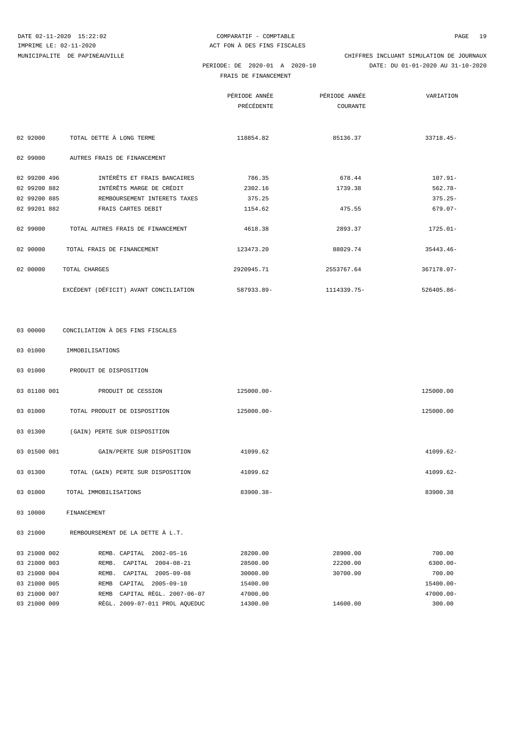DATE 02-11-2020 15:22:02 COMPARATIF - COMPTABLE
IMPRIME LE: 02-11-2020 ACT FON À DES FINS FISCALES
MUNICIPALITE DE PAPINEAUVILLE CHIFFRES INCLUANT SIMULATION DE JOURNAUX
PERIODE: DE 2020-01 A 2020-10 DATE: DU 01-01-2020 AU 31-10-2020
FRAIS DE FINANCEMENT

| | | PÉRIODE ANNÉE PRÉCÉDENTE | PÉRIODE ANNÉE COURANTE | VARIATION |
|---|---|---|---|---|
| 02 92000 | TOTAL DETTE À LONG TERME | 118854.82 | 85136.37 | 33718.45- |
| 02 99000 | AUTRES FRAIS DE FINANCEMENT | | | |
| 02 99200 496 | INTÉRÊTS ET FRAIS BANCAIRES | 786.35 | 678.44 | 107.91- |
| 02 99200 882 | INTÉRÊTS MARGE DE CRÉDIT | 2302.16 | 1739.38 | 562.78- |
| 02 99200 885 | REMBOURSEMENT INTERETS TAXES | 375.25 | | 375.25- |
| 02 99201 882 | FRAIS CARTES DEBIT | 1154.62 | 475.55 | 679.07- |
| 02 99000 | TOTAL AUTRES FRAIS DE FINANCEMENT | 4618.38 | 2893.37 | 1725.01- |
| 02 90000 | TOTAL FRAIS DE FINANCEMENT | 123473.20 | 88029.74 | 35443.46- |
| 02 00000 | TOTAL CHARGES | 2920945.71 | 2553767.64 | 367178.07- |
| | EXCÉDENT (DÉFICIT) AVANT CONCILIATION | 587933.89- | 1114339.75- | 526405.86- |
| 03 00000 | CONCILIATION À DES FINS FISCALES | | | |
| 03 01000 | IMMOBILISATIONS | | | |
| 03 01000 | PRODUIT DE DISPOSITION | | | |
| 03 01100 001 | PRODUIT DE CESSION | 125000.00- | | 125000.00 |
| 03 01000 | TOTAL PRODUIT DE DISPOSITION | 125000.00- | | 125000.00 |
| 03 01300 | (GAIN) PERTE SUR DISPOSITION | | | |
| 03 01500 001 | GAIN/PERTE SUR DISPOSITION | 41099.62 | | 41099.62- |
| 03 01300 | TOTAL (GAIN) PERTE SUR DISPOSITION | 41099.62 | | 41099.62- |
| 03 01000 | TOTAL IMMOBILISATIONS | 83900.38- | | 83900.38 |
| 03 10000 | FINANCEMENT | | | |
| 03 21000 | REMBOURSEMENT DE LA DETTE À L.T. | | | |
| 03 21000 002 | REMB. CAPITAL 2002-05-16 | 28200.00 | 28900.00 | 700.00 |
| 03 21000 003 | REMB. CAPITAL 2004-08-21 | 28500.00 | 22200.00 | 6300.00- |
| 03 21000 004 | REMB. CAPITAL 2005-09-08 | 30000.00 | 30700.00 | 700.00 |
| 03 21000 005 | REMB CAPITAL 2005-09-10 | 15400.00 | | 15400.00- |
| 03 21000 007 | REMB CAPITAL RÈGL. 2007-06-07 | 47000.00 | | 47000.00- |
| 03 21000 009 | RÈGL. 2009-07-011 PROL AQUEDUC | 14300.00 | 14600.00 | 300.00 |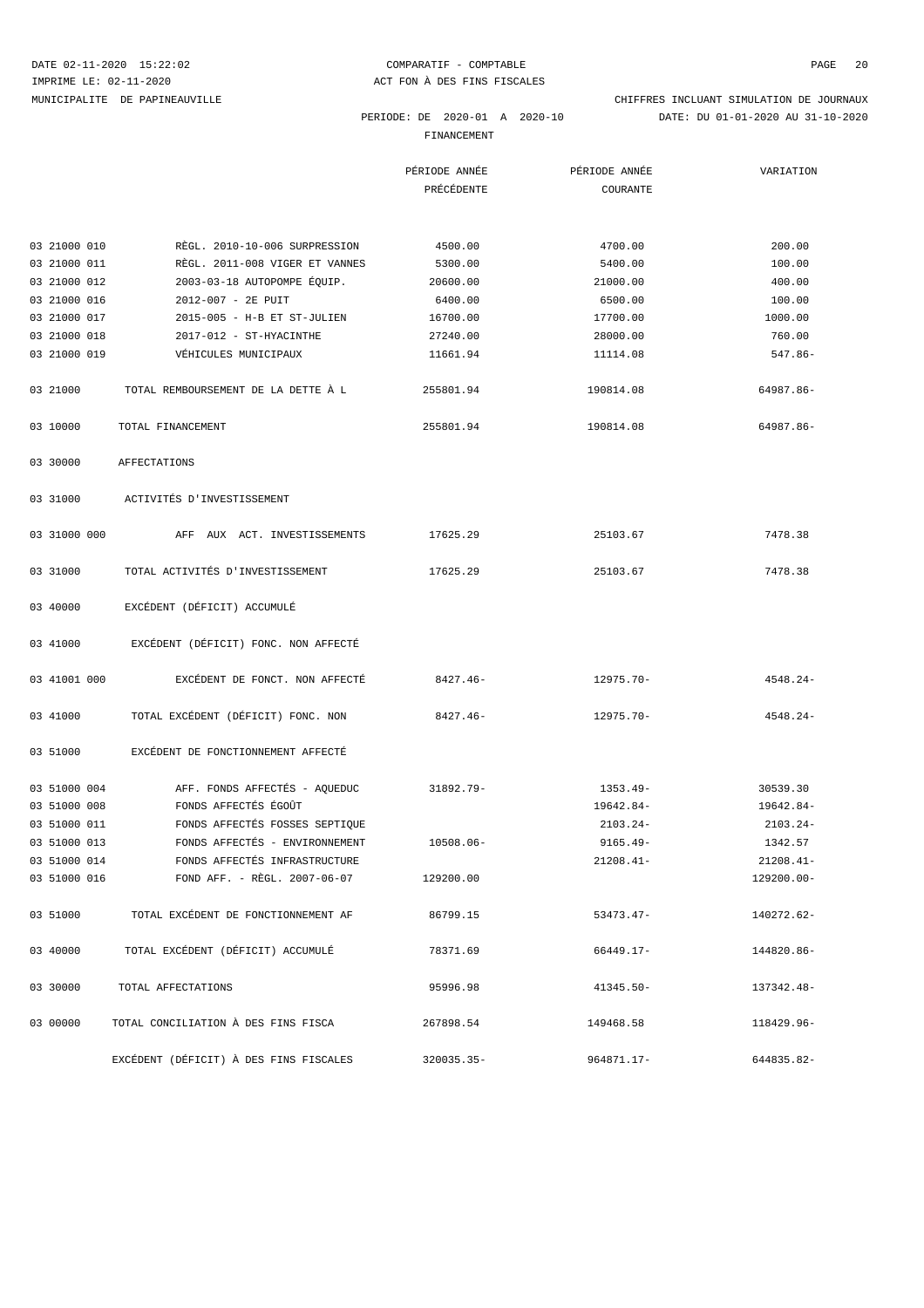DATE 02-11-2020 15:22:02 COMPARATIF - COMPTABLE
IMPRIME LE: 02-11-2020 ACT FON À DES FINS FISCALES
MUNICIPALITE DE PAPINEAUVILLE CHIFFRES INCLUANT SIMULATION DE JOURNAUX
PERIODE: DE 2020-01 A 2020-10 DATE: DU 01-01-2020 AU 31-10-2020
FINANCEMENT

| | | PÉRIODE ANNÉE PRÉCÉDENTE | PÉRIODE ANNÉE COURANTE | VARIATION |
|---|---|---|---|---|
| 03 21000 010 | RÈGL. 2010-10-006 SURPRESSION | 4500.00 | 4700.00 | 200.00 |
| 03 21000 011 | RÈGL. 2011-008 VIGER ET VANNES | 5300.00 | 5400.00 | 100.00 |
| 03 21000 012 | 2003-03-18 AUTOPOMPE ÉQUIP. | 20600.00 | 21000.00 | 400.00 |
| 03 21000 016 | 2012-007 - 2E PUIT | 6400.00 | 6500.00 | 100.00 |
| 03 21000 017 | 2015-005 - H-B ET ST-JULIEN | 16700.00 | 17700.00 | 1000.00 |
| 03 21000 018 | 2017-012 - ST-HYACINTHE | 27240.00 | 28000.00 | 760.00 |
| 03 21000 019 | VÉHICULES MUNICIPAUX | 11661.94 | 11114.08 | 547.86- |
| 03 21000 | TOTAL REMBOURSEMENT DE LA DETTE À L | 255801.94 | 190814.08 | 64987.86- |
| 03 10000 | TOTAL FINANCEMENT | 255801.94 | 190814.08 | 64987.86- |
| 03 30000 | AFFECTATIONS | | | |
| 03 31000 | ACTIVITÉS D'INVESTISSEMENT | | | |
| 03 31000 000 | AFF AUX ACT. INVESTISSEMENTS | 17625.29 | 25103.67 | 7478.38 |
| 03 31000 | TOTAL ACTIVITÉS D'INVESTISSEMENT | 17625.29 | 25103.67 | 7478.38 |
| 03 40000 | EXCÉDENT (DÉFICIT) ACCUMULÉ | | | |
| 03 41000 | EXCÉDENT (DÉFICIT) FONC. NON AFFECTÉ | | | |
| 03 41001 000 | EXCÉDENT DE FONCT. NON AFFECTÉ | 8427.46- | 12975.70- | 4548.24- |
| 03 41000 | TOTAL EXCÉDENT (DÉFICIT) FONC. NON | 8427.46- | 12975.70- | 4548.24- |
| 03 51000 | EXCÉDENT DE FONCTIONNEMENT AFFECTÉ | | | |
| 03 51000 004 | AFF. FONDS AFFECTÉS - AQUEDUC | 31892.79- | 1353.49- | 30539.30 |
| 03 51000 008 | FONDS AFFECTÉS ÉGOÛT | | 19642.84- | 19642.84- |
| 03 51000 011 | FONDS AFFECTÉS FOSSES SEPTIQUE | | 2103.24- | 2103.24- |
| 03 51000 013 | FONDS AFFECTÉS - ENVIRONNEMENT | 10508.06- | 9165.49- | 1342.57 |
| 03 51000 014 | FONDS AFFECTÉS INFRASTRUCTURE | | 21208.41- | 21208.41- |
| 03 51000 016 | FOND AFF. - RÈGL. 2007-06-07 | 129200.00 | | 129200.00- |
| 03 51000 | TOTAL EXCÉDENT DE FONCTIONNEMENT AF | 86799.15 | 53473.47- | 140272.62- |
| 03 40000 | TOTAL EXCÉDENT (DÉFICIT) ACCUMULÉ | 78371.69 | 66449.17- | 144820.86- |
| 03 30000 | TOTAL AFFECTATIONS | 95996.98 | 41345.50- | 137342.48- |
| 03 00000 | TOTAL CONCILIATION À DES FINS FISCA | 267898.54 | 149468.58 | 118429.96- |
| | EXCÉDENT (DÉFICIT) À DES FINS FISCALES | 320035.35- | 964871.17- | 644835.82- |